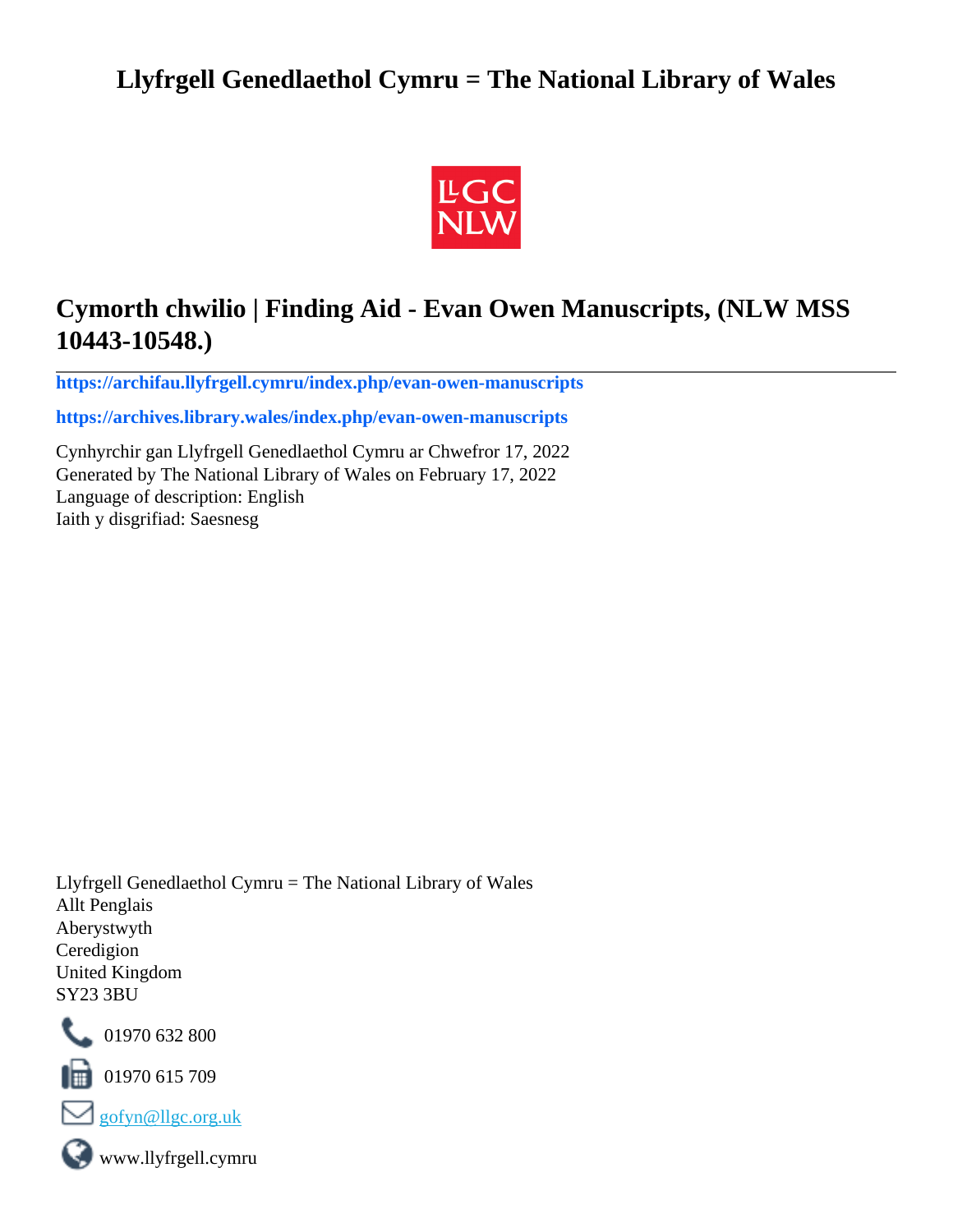# Llyfrgell Genedlaethol Cymru = The National Library of Wales

## Cymorth chwilio | Finding Aid - Evan Owen Manuscripts, (NLW MSS 10443-10548.)

---

**https://archifau.llyfrgell.cymru/index.php/evan-owen-manuscripts**

**https://archives.library.wales/index.php/evan-owen-manuscripts**

Cynhyrchir gan Llyfrgell Genedlaethol Cymru ar Chwefror 17, 2022
Generated by The National Library of Wales on February 17, 2022
Language of description: English
Iaith y disgrifiad: Saesnesg

Llyfrgell Genedlaethol Cymru = The National Library of Wales
Allt Penglais
Aberystwyth
Ceredigion
United Kingdom
SY23 3BU

01970 632 800

01970 615 709

gofyn@llgc.org.uk

www.llyfrgell.cymru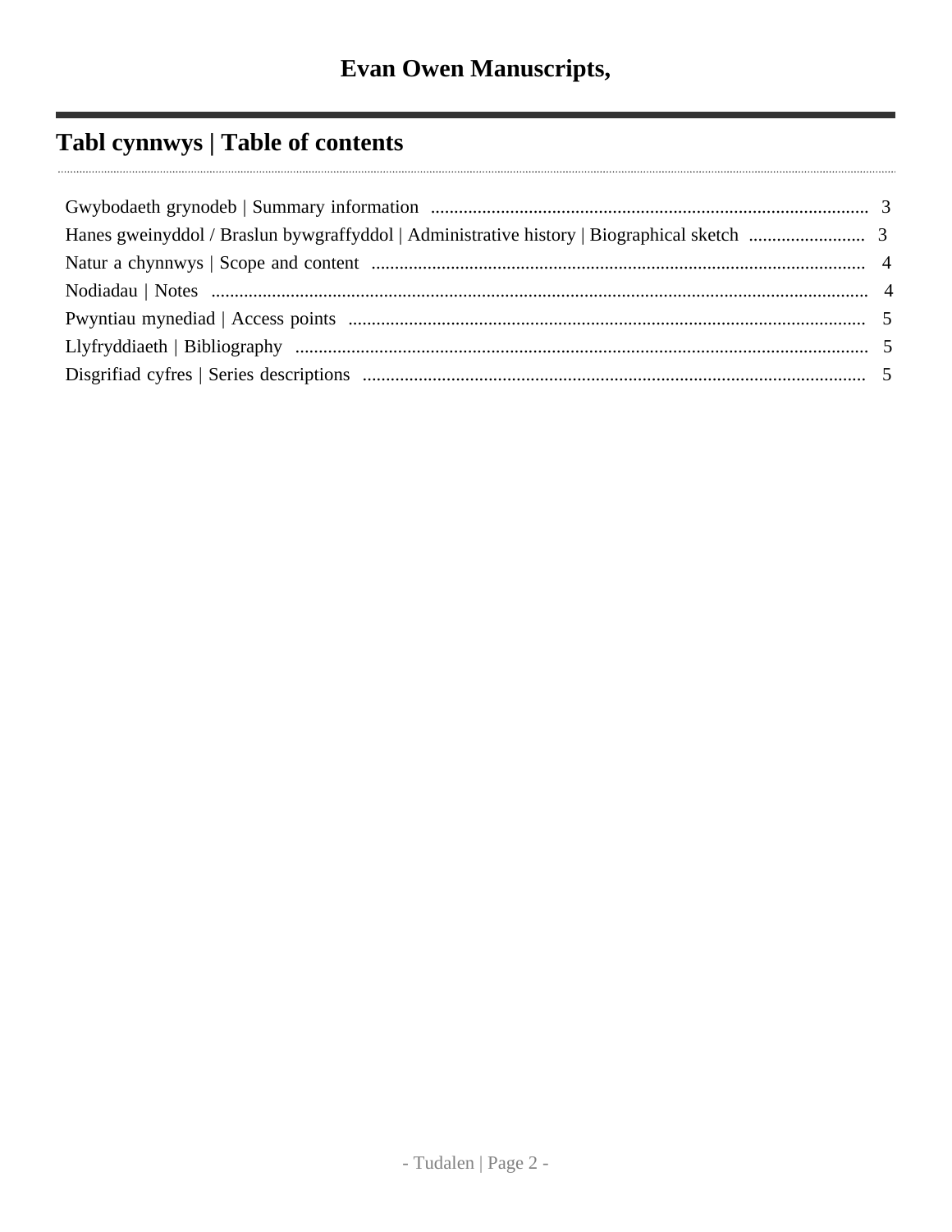# Evan Owen Manuscripts,

## Tabl cynnwys | Table of contents

Gwybodaeth grynodeb | Summary information .......... 3
Hanes gweinyddol / Braslun bywgraffyddol | Administrative history | Biographical sketch .......... 3
Natur a chynnwys | Scope and content .......... 4
Nodiadau | Notes .......... 4
Pwyntiau mynediad | Access points .......... 5
Llyfryddiaeth | Bibliography .......... 5
Disgrifiad cyfres | Series descriptions .......... 5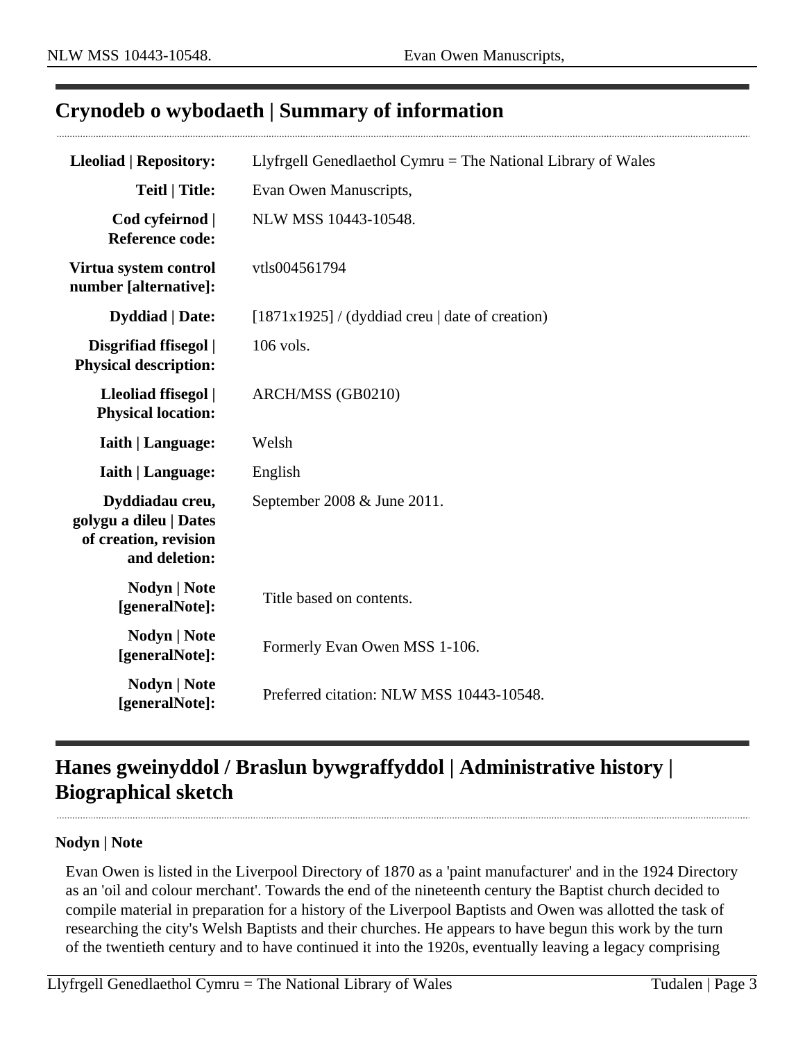## Crynodeb o wybodaeth | Summary of information

| | |
|---|---|
| **Lleoliad \| Repository:** | Llyfrgell Genedlaethol Cymru = The National Library of Wales |
| **Teitl \| Title:** | Evan Owen Manuscripts, |
| **Cod cyfeirnod \| Reference code:** | NLW MSS 10443-10548. |
| **Virtua system control number [alternative]:** | vtls004561794 |
| **Dyddiad \| Date:** | [1871x1925] / (dyddiad creu \| date of creation) |
| **Disgrifiad ffisegol \| Physical description:** | 106 vols. |
| **Lleoliad ffisegol \| Physical location:** | ARCH/MSS (GB0210) |
| **Iaith \| Language:** | Welsh |
| **Iaith \| Language:** | English |
| **Dyddiadau creu, golygu a dileu \| Dates of creation, revision and deletion:** | September 2008 & June 2011. |
| **Nodyn \| Note [generalNote]:** | Title based on contents. |
| **Nodyn \| Note [generalNote]:** | Formerly Evan Owen MSS 1-106. |
| **Nodyn \| Note [generalNote]:** | Preferred citation: NLW MSS 10443-10548. |

## Hanes gweinyddol / Braslun bywgraffyddol | Administrative history | Biographical sketch

**Nodyn | Note**

Evan Owen is listed in the Liverpool Directory of 1870 as a 'paint manufacturer' and in the 1924 Directory as an 'oil and colour merchant'. Towards the end of the nineteenth century the Baptist church decided to compile material in preparation for a history of the Liverpool Baptists and Owen was allotted the task of researching the city's Welsh Baptists and their churches. He appears to have begun this work by the turn of the twentieth century and to have continued it into the 1920s, eventually leaving a legacy comprising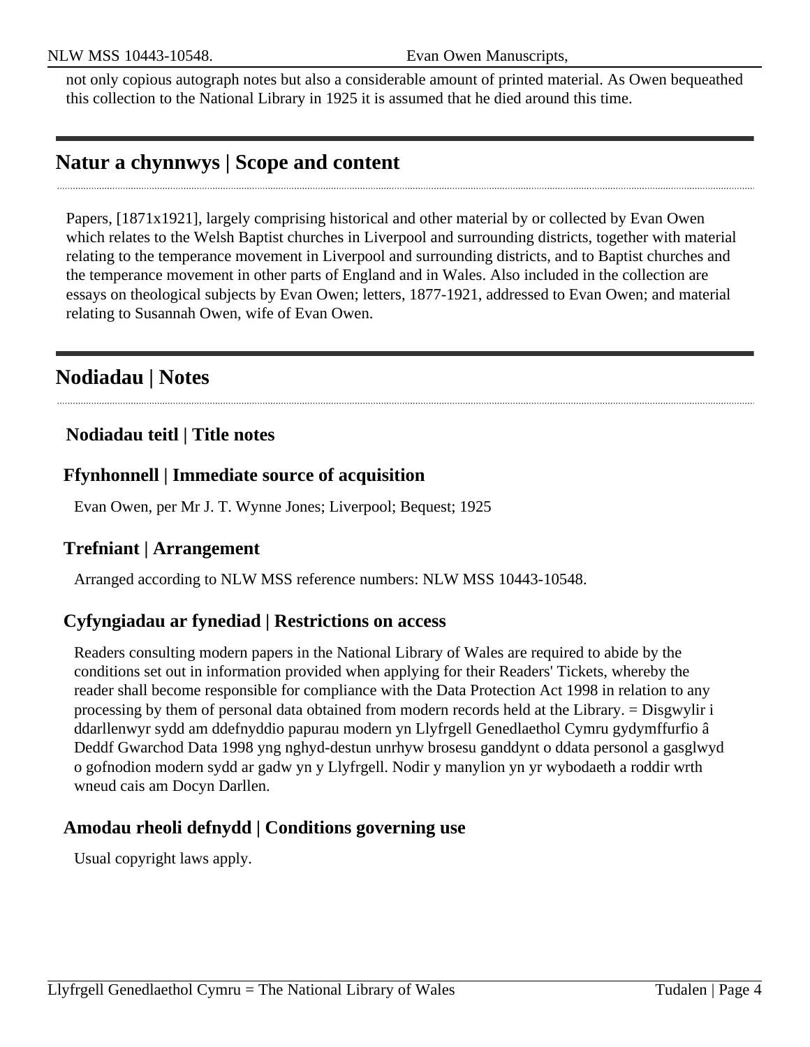not only copious autograph notes but also a considerable amount of printed material. As Owen bequeathed this collection to the National Library in 1925 it is assumed that he died around this time.

## Natur a chynnwys | Scope and content

Papers, [1871x1921], largely comprising historical and other material by or collected by Evan Owen which relates to the Welsh Baptist churches in Liverpool and surrounding districts, together with material relating to the temperance movement in Liverpool and surrounding districts, and to Baptist churches and the temperance movement in other parts of England and in Wales. Also included in the collection are essays on theological subjects by Evan Owen; letters, 1877-1921, addressed to Evan Owen; and material relating to Susannah Owen, wife of Evan Owen.

## Nodiadau | Notes

### Nodiadau teitl | Title notes

### Ffynhonnell | Immediate source of acquisition

Evan Owen, per Mr J. T. Wynne Jones; Liverpool; Bequest; 1925

### Trefniant | Arrangement

Arranged according to NLW MSS reference numbers: NLW MSS 10443-10548.

### Cyfyngiadau ar fynediad | Restrictions on access

Readers consulting modern papers in the National Library of Wales are required to abide by the conditions set out in information provided when applying for their Readers' Tickets, whereby the reader shall become responsible for compliance with the Data Protection Act 1998 in relation to any processing by them of personal data obtained from modern records held at the Library. = Disgwylir i ddarllenwyr sydd am ddefnyddio papurau modern yn Llyfrgell Genedlaethol Cymru gydymffurfio â Deddf Gwarchod Data 1998 yng nghyd-destun unrhyw brosesu ganddynt o ddata personol a gasglwyd o gofnodion modern sydd ar gadw yn y Llyfrgell. Nodir y manylion yn yr wybodaeth a roddir wrth wneud cais am Docyn Darllen.

### Amodau rheoli defnydd | Conditions governing use

Usual copyright laws apply.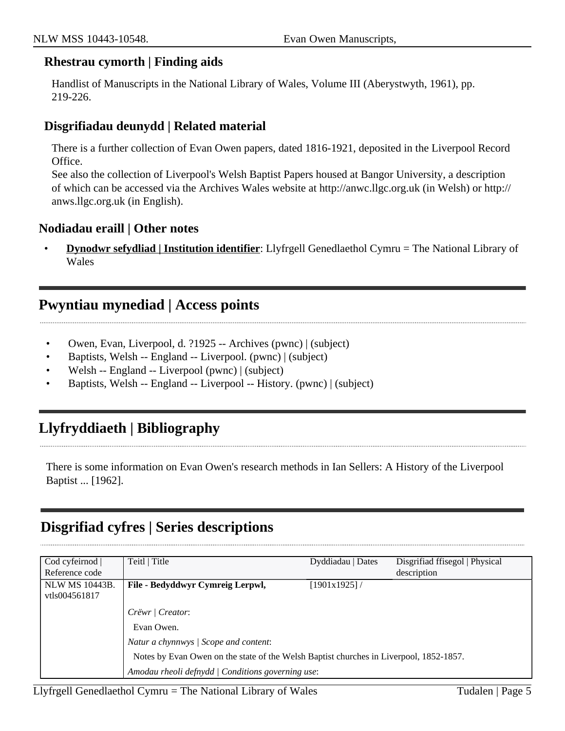### Rhestrau cymorth | Finding aids

Handlist of Manuscripts in the National Library of Wales, Volume III (Aberystwyth, 1961), pp. 219-226.

### Disgrifiadau deunydd | Related material

There is a further collection of Evan Owen papers, dated 1816-1921, deposited in the Liverpool Record Office.
See also the collection of Liverpool's Welsh Baptist Papers housed at Bangor University, a description of which can be accessed via the Archives Wales website at http://anwc.llgc.org.uk (in Welsh) or http://anws.llgc.org.uk (in English).

### Nodiadau eraill | Other notes

- **Dynodwr sefydliad | Institution identifier**: Llyfrgell Genedlaethol Cymru = The National Library of Wales

## Pwyntiau mynediad | Access points

- Owen, Evan, Liverpool, d. ?1925 -- Archives (pwnc) | (subject)
- Baptists, Welsh -- England -- Liverpool. (pwnc) | (subject)
- Welsh -- England -- Liverpool (pwnc) | (subject)
- Baptists, Welsh -- England -- Liverpool -- History. (pwnc) | (subject)

## Llyfryddiaeth | Bibliography

There is some information on Evan Owen's research methods in Ian Sellers: A History of the Liverpool Baptist ... [1962].

## Disgrifiad cyfres | Series descriptions

| Cod cyfeirnod \| Reference code | Teitl \| Title | Dyddiadau \| Dates | Disgrifiad ffisegol \| Physical description |
|---|---|---|---|
| NLW MS 10443B. vtls004561817 | **File - Bedyddwyr Cymreig Lerpwl,** | [1901x1925] / | |
| | *Crëwr \| Creator*: Evan Owen. | | |
| | *Natur a chynnwys \| Scope and content*: Notes by Evan Owen on the state of the Welsh Baptist churches in Liverpool, 1852-1857. | | |
| | *Amodau rheoli defnydd \| Conditions governing use*: | | |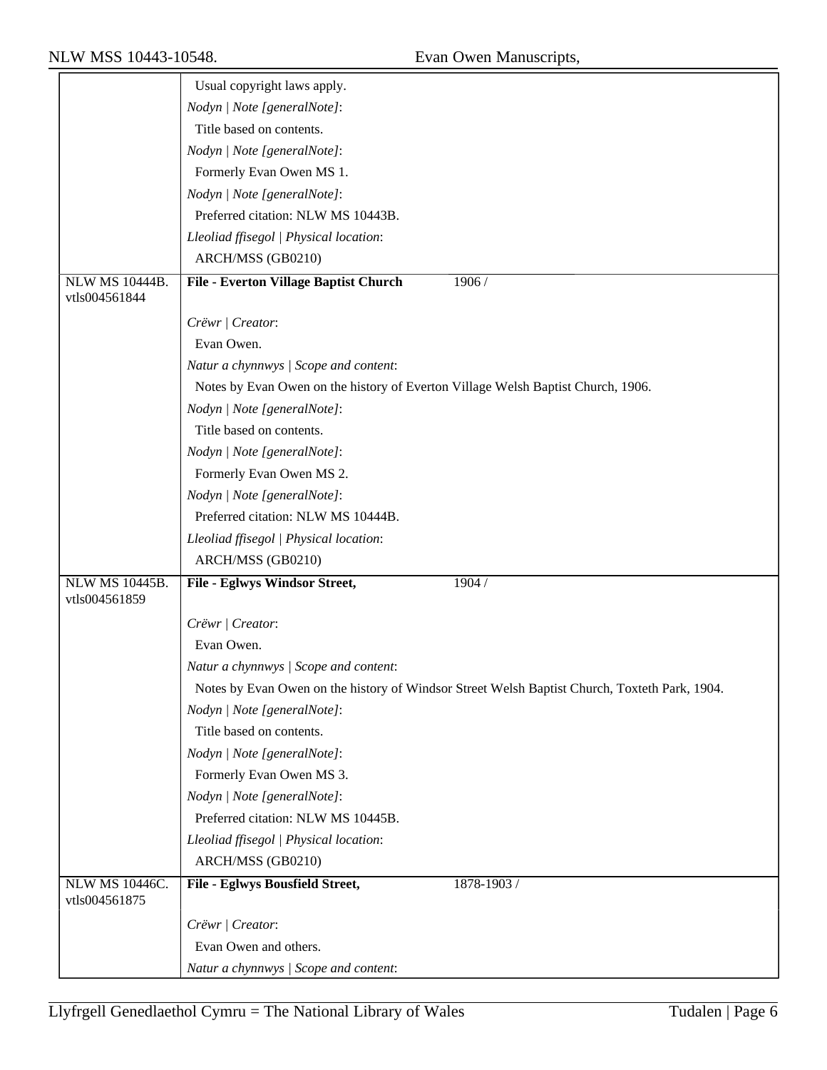| | |
|---|---|
| | Usual copyright laws apply. |
| | *Nodyn \| Note [generalNote]*: |
| | Title based on contents. |
| | *Nodyn \| Note [generalNote]*: |
| | Formerly Evan Owen MS 1. |
| | *Nodyn \| Note [generalNote]*: |
| | Preferred citation: NLW MS 10443B. |
| | *Lleoliad ffisegol \| Physical location*: |
| | ARCH/MSS (GB0210) |
| NLW MS 10444B. vtls004561844 | **File - Everton Village Baptist Church** 1906 / |
| | *Crëwr \| Creator*: |
| | Evan Owen. |
| | *Natur a chynnwys \| Scope and content*: |
| | Notes by Evan Owen on the history of Everton Village Welsh Baptist Church, 1906. |
| | *Nodyn \| Note [generalNote]*: |
| | Title based on contents. |
| | *Nodyn \| Note [generalNote]*: |
| | Formerly Evan Owen MS 2. |
| | *Nodyn \| Note [generalNote]*: |
| | Preferred citation: NLW MS 10444B. |
| | *Lleoliad ffisegol \| Physical location*: |
| | ARCH/MSS (GB0210) |
| NLW MS 10445B. vtls004561859 | **File - Eglwys Windsor Street,** 1904 / |
| | *Crëwr \| Creator*: |
| | Evan Owen. |
| | *Natur a chynnwys \| Scope and content*: |
| | Notes by Evan Owen on the history of Windsor Street Welsh Baptist Church, Toxteth Park, 1904. |
| | *Nodyn \| Note [generalNote]*: |
| | Title based on contents. |
| | *Nodyn \| Note [generalNote]*: |
| | Formerly Evan Owen MS 3. |
| | *Nodyn \| Note [generalNote]*: |
| | Preferred citation: NLW MS 10445B. |
| | *Lleoliad ffisegol \| Physical location*: |
| | ARCH/MSS (GB0210) |
| NLW MS 10446C. vtls004561875 | **File - Eglwys Bousfield Street,** 1878-1903 / |
| | *Crëwr \| Creator*: |
| | Evan Owen and others. |
| | *Natur a chynnwys \| Scope and content*: |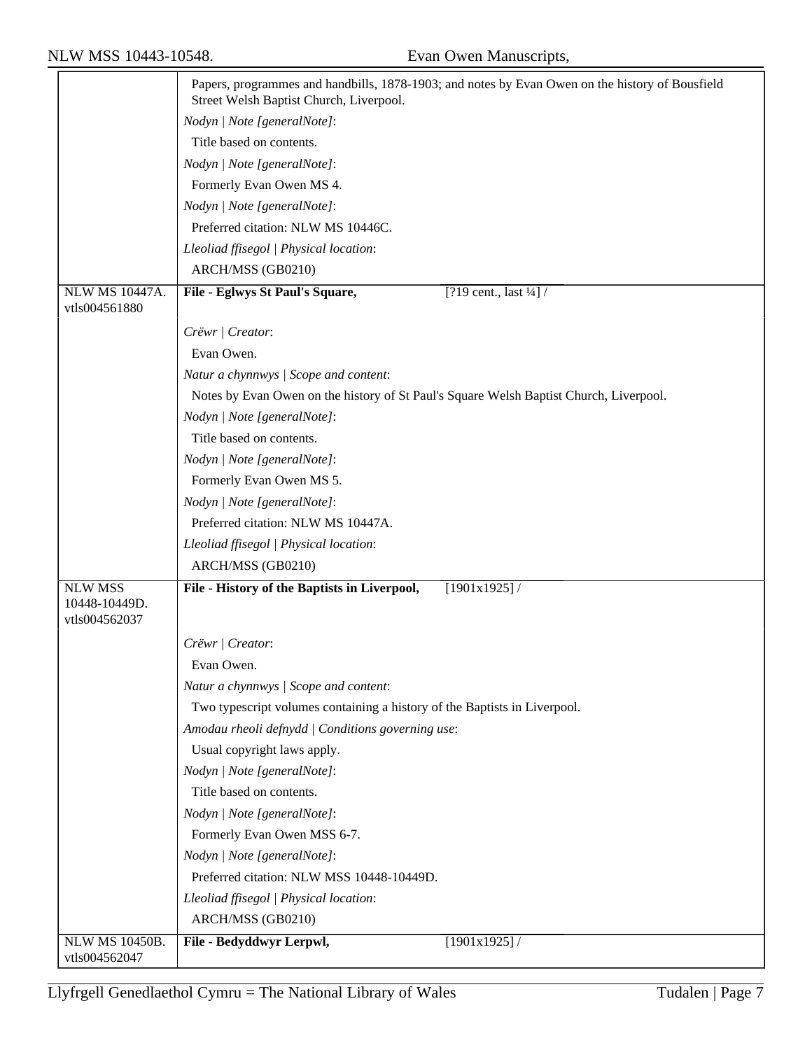| | |
|---|---|
| | Papers, programmes and handbills, 1878-1903; and notes by Evan Owen on the history of Bousfield Street Welsh Baptist Church, Liverpool.<br>*Nodyn \| Note [generalNote]*:<br>Title based on contents.<br>*Nodyn \| Note [generalNote]*:<br>Formerly Evan Owen MS 4.<br>*Nodyn \| Note [generalNote]*:<br>Preferred citation: NLW MS 10446C.<br>*Lleoliad ffisegol \| Physical location*:<br>ARCH/MSS (GB0210) |
| NLW MS 10447A.<br>vtls004561880 | **File - Eglwys St Paul's Square,** [?19 cent., last ¼] /<br>*Crëwr \| Creator*:<br>Evan Owen.<br>*Natur a chynnwys \| Scope and content*:<br>Notes by Evan Owen on the history of St Paul's Square Welsh Baptist Church, Liverpool.<br>*Nodyn \| Note [generalNote]*:<br>Title based on contents.<br>*Nodyn \| Note [generalNote]*:<br>Formerly Evan Owen MS 5.<br>*Nodyn \| Note [generalNote]*:<br>Preferred citation: NLW MS 10447A.<br>*Lleoliad ffisegol \| Physical location*:<br>ARCH/MSS (GB0210) |
| NLW MSS<br>10448-10449D.<br>vtls004562037 | **File - History of the Baptists in Liverpool,** [1901x1925] /<br>*Crëwr \| Creator*:<br>Evan Owen.<br>*Natur a chynnwys \| Scope and content*:<br>Two typescript volumes containing a history of the Baptists in Liverpool.<br>*Amodau rheoli defnydd \| Conditions governing use*:<br>Usual copyright laws apply.<br>*Nodyn \| Note [generalNote]*:<br>Title based on contents.<br>*Nodyn \| Note [generalNote]*:<br>Formerly Evan Owen MSS 6-7.<br>*Nodyn \| Note [generalNote]*:<br>Preferred citation: NLW MSS 10448-10449D.<br>*Lleoliad ffisegol \| Physical location*:<br>ARCH/MSS (GB0210) |
| NLW MS 10450B.<br>vtls004562047 | **File - Bedyddwyr Lerpwl,** [1901x1925] / |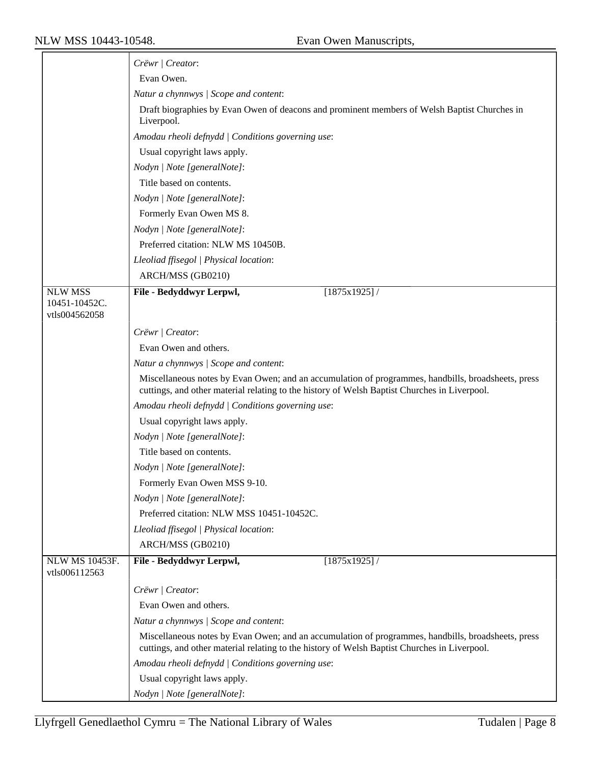| | |
|---|---|
| | *Crëwr \| Creator*: |
| | Evan Owen. |
| | *Natur a chynnwys \| Scope and content*: |
| | Draft biographies by Evan Owen of deacons and prominent members of Welsh Baptist Churches in Liverpool. |
| | *Amodau rheoli defnydd \| Conditions governing use*: |
| | Usual copyright laws apply. |
| | *Nodyn \| Note [generalNote]*: |
| | Title based on contents. |
| | *Nodyn \| Note [generalNote]*: |
| | Formerly Evan Owen MS 8. |
| | *Nodyn \| Note [generalNote]*: |
| | Preferred citation: NLW MS 10450B. |
| | *Lleoliad ffisegol \| Physical location*: |
| | ARCH/MSS (GB0210) |
| NLW MSS 10451-10452C. vtls004562058 | **File - Bedyddwyr Lerpwl,** [1875x1925] / |
| | *Crëwr \| Creator*: |
| | Evan Owen and others. |
| | *Natur a chynnwys \| Scope and content*: |
| | Miscellaneous notes by Evan Owen; and an accumulation of programmes, handbills, broadsheets, press cuttings, and other material relating to the history of Welsh Baptist Churches in Liverpool. |
| | *Amodau rheoli defnydd \| Conditions governing use*: |
| | Usual copyright laws apply. |
| | *Nodyn \| Note [generalNote]*: |
| | Title based on contents. |
| | *Nodyn \| Note [generalNote]*: |
| | Formerly Evan Owen MSS 9-10. |
| | *Nodyn \| Note [generalNote]*: |
| | Preferred citation: NLW MSS 10451-10452C. |
| | *Lleoliad ffisegol \| Physical location*: |
| | ARCH/MSS (GB0210) |
| NLW MS 10453F. vtls006112563 | **File - Bedyddwyr Lerpwl,** [1875x1925] / |
| | *Crëwr \| Creator*: |
| | Evan Owen and others. |
| | *Natur a chynnwys \| Scope and content*: |
| | Miscellaneous notes by Evan Owen; and an accumulation of programmes, handbills, broadsheets, press cuttings, and other material relating to the history of Welsh Baptist Churches in Liverpool. |
| | *Amodau rheoli defnydd \| Conditions governing use*: |
| | Usual copyright laws apply. |
| | *Nodyn \| Note [generalNote]*: |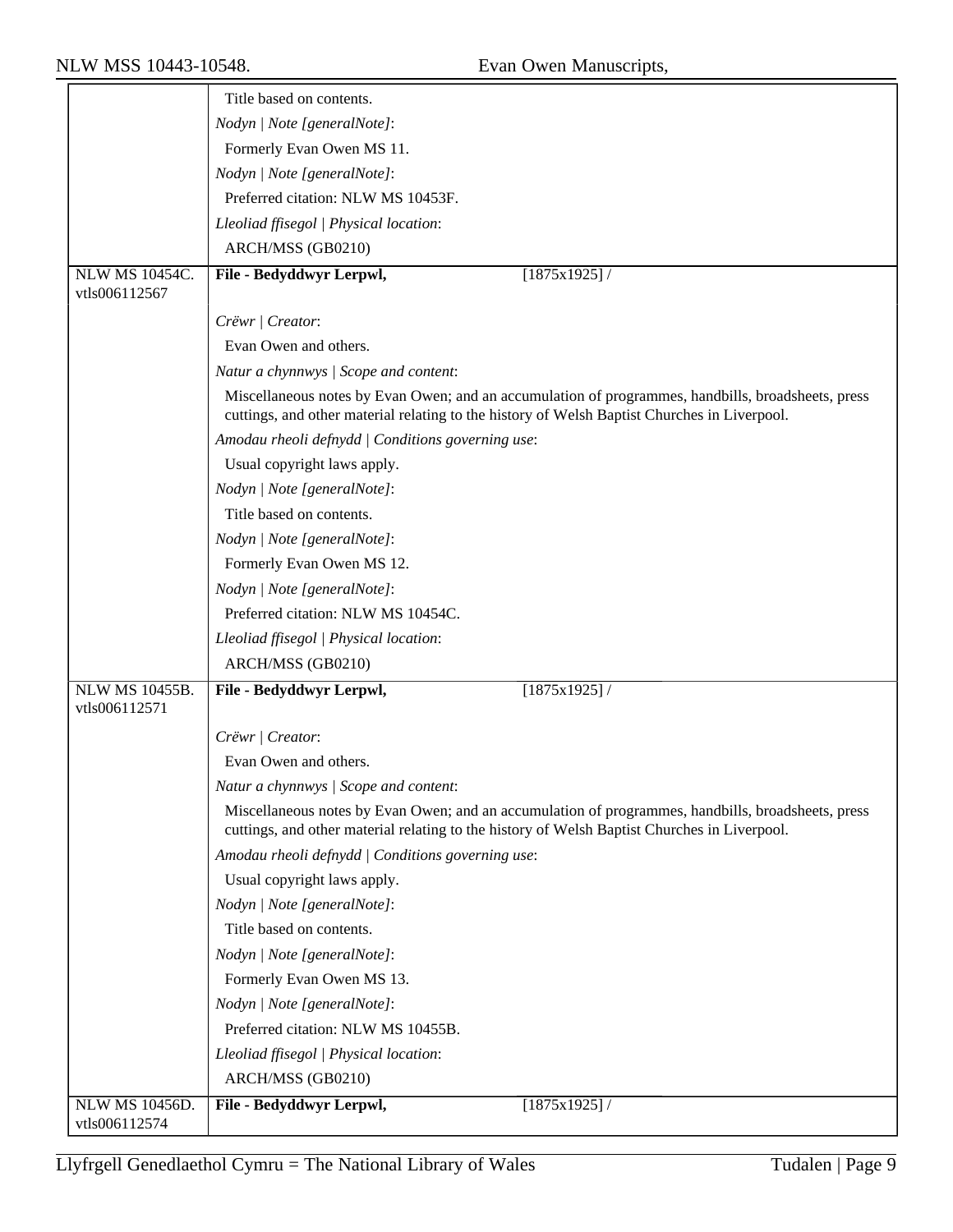| | |
|---|---|
| | Title based on contents. |
| | *Nodyn \| Note [generalNote]*: |
| | Formerly Evan Owen MS 11. |
| | *Nodyn \| Note [generalNote]*: |
| | Preferred citation: NLW MS 10453F. |
| | *Lleoliad ffisegol \| Physical location*: |
| | ARCH/MSS (GB0210) |
| NLW MS 10454C. vtls006112567 | **File - Bedyddwyr Lerpwl,** [1875x1925] / |
| | *Crëwr \| Creator*: |
| | Evan Owen and others. |
| | *Natur a chynnwys \| Scope and content*: |
| | Miscellaneous notes by Evan Owen; and an accumulation of programmes, handbills, broadsheets, press cuttings, and other material relating to the history of Welsh Baptist Churches in Liverpool. |
| | *Amodau rheoli defnydd \| Conditions governing use*: |
| | Usual copyright laws apply. |
| | *Nodyn \| Note [generalNote]*: |
| | Title based on contents. |
| | *Nodyn \| Note [generalNote]*: |
| | Formerly Evan Owen MS 12. |
| | *Nodyn \| Note [generalNote]*: |
| | Preferred citation: NLW MS 10454C. |
| | *Lleoliad ffisegol \| Physical location*: |
| | ARCH/MSS (GB0210) |
| NLW MS 10455B. vtls006112571 | **File - Bedyddwyr Lerpwl,** [1875x1925] / |
| | *Crëwr \| Creator*: |
| | Evan Owen and others. |
| | *Natur a chynnwys \| Scope and content*: |
| | Miscellaneous notes by Evan Owen; and an accumulation of programmes, handbills, broadsheets, press cuttings, and other material relating to the history of Welsh Baptist Churches in Liverpool. |
| | *Amodau rheoli defnydd \| Conditions governing use*: |
| | Usual copyright laws apply. |
| | *Nodyn \| Note [generalNote]*: |
| | Title based on contents. |
| | *Nodyn \| Note [generalNote]*: |
| | Formerly Evan Owen MS 13. |
| | *Nodyn \| Note [generalNote]*: |
| | Preferred citation: NLW MS 10455B. |
| | *Lleoliad ffisegol \| Physical location*: |
| | ARCH/MSS (GB0210) |
| NLW MS 10456D. vtls006112574 | **File - Bedyddwyr Lerpwl,** [1875x1925] / |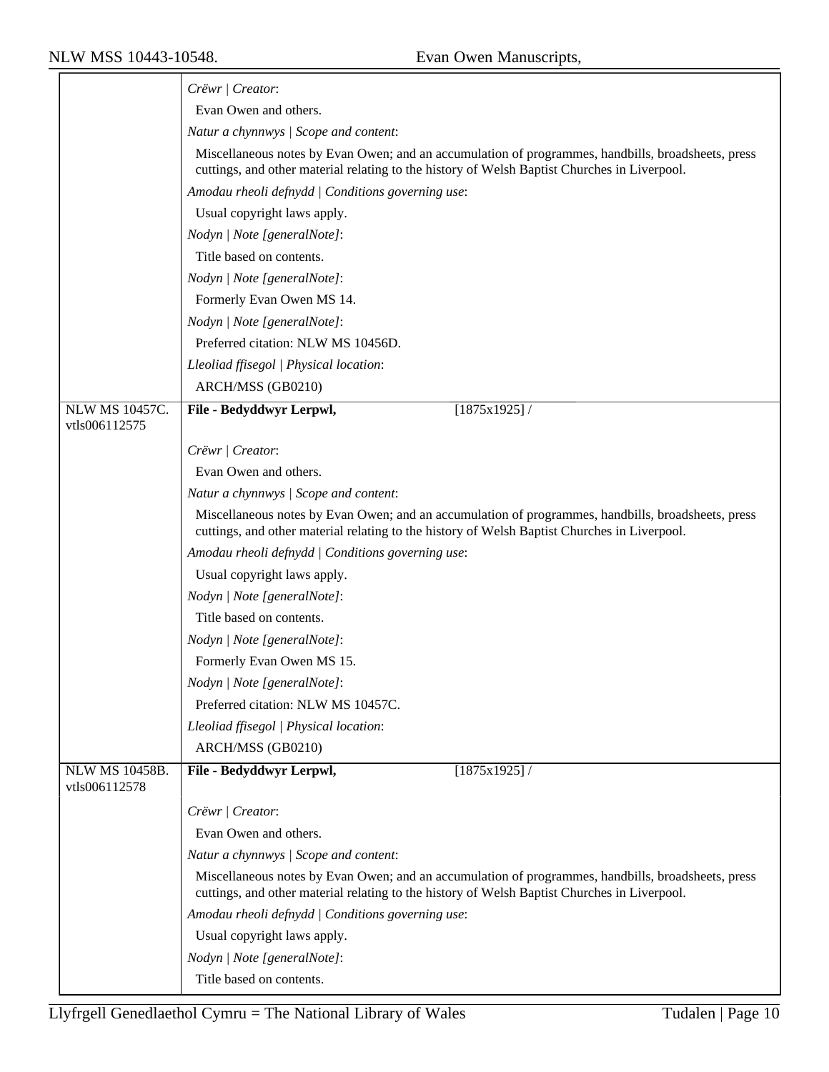| | |
|---|---|
| | *Crëwr \| Creator*: |
| | Evan Owen and others. |
| | *Natur a chynnwys \| Scope and content*: |
| | Miscellaneous notes by Evan Owen; and an accumulation of programmes, handbills, broadsheets, press cuttings, and other material relating to the history of Welsh Baptist Churches in Liverpool. |
| | *Amodau rheoli defnydd \| Conditions governing use*: |
| | Usual copyright laws apply. |
| | *Nodyn \| Note [generalNote]*: |
| | Title based on contents. |
| | *Nodyn \| Note [generalNote]*: |
| | Formerly Evan Owen MS 14. |
| | *Nodyn \| Note [generalNote]*: |
| | Preferred citation: NLW MS 10456D. |
| | *Lleoliad ffisegol \| Physical location*: |
| | ARCH/MSS (GB0210) |
| NLW MS 10457C. vtls006112575 | **File - Bedyddwyr Lerpwl,** [1875x1925] / |
| | *Crëwr \| Creator*: |
| | Evan Owen and others. |
| | *Natur a chynnwys \| Scope and content*: |
| | Miscellaneous notes by Evan Owen; and an accumulation of programmes, handbills, broadsheets, press cuttings, and other material relating to the history of Welsh Baptist Churches in Liverpool. |
| | *Amodau rheoli defnydd \| Conditions governing use*: |
| | Usual copyright laws apply. |
| | *Nodyn \| Note [generalNote]*: |
| | Title based on contents. |
| | *Nodyn \| Note [generalNote]*: |
| | Formerly Evan Owen MS 15. |
| | *Nodyn \| Note [generalNote]*: |
| | Preferred citation: NLW MS 10457C. |
| | *Lleoliad ffisegol \| Physical location*: |
| | ARCH/MSS (GB0210) |
| NLW MS 10458B. vtls006112578 | **File - Bedyddwyr Lerpwl,** [1875x1925] / |
| | *Crëwr \| Creator*: |
| | Evan Owen and others. |
| | *Natur a chynnwys \| Scope and content*: |
| | Miscellaneous notes by Evan Owen; and an accumulation of programmes, handbills, broadsheets, press cuttings, and other material relating to the history of Welsh Baptist Churches in Liverpool. |
| | *Amodau rheoli defnydd \| Conditions governing use*: |
| | Usual copyright laws apply. |
| | *Nodyn \| Note [generalNote]*: |
| | Title based on contents. |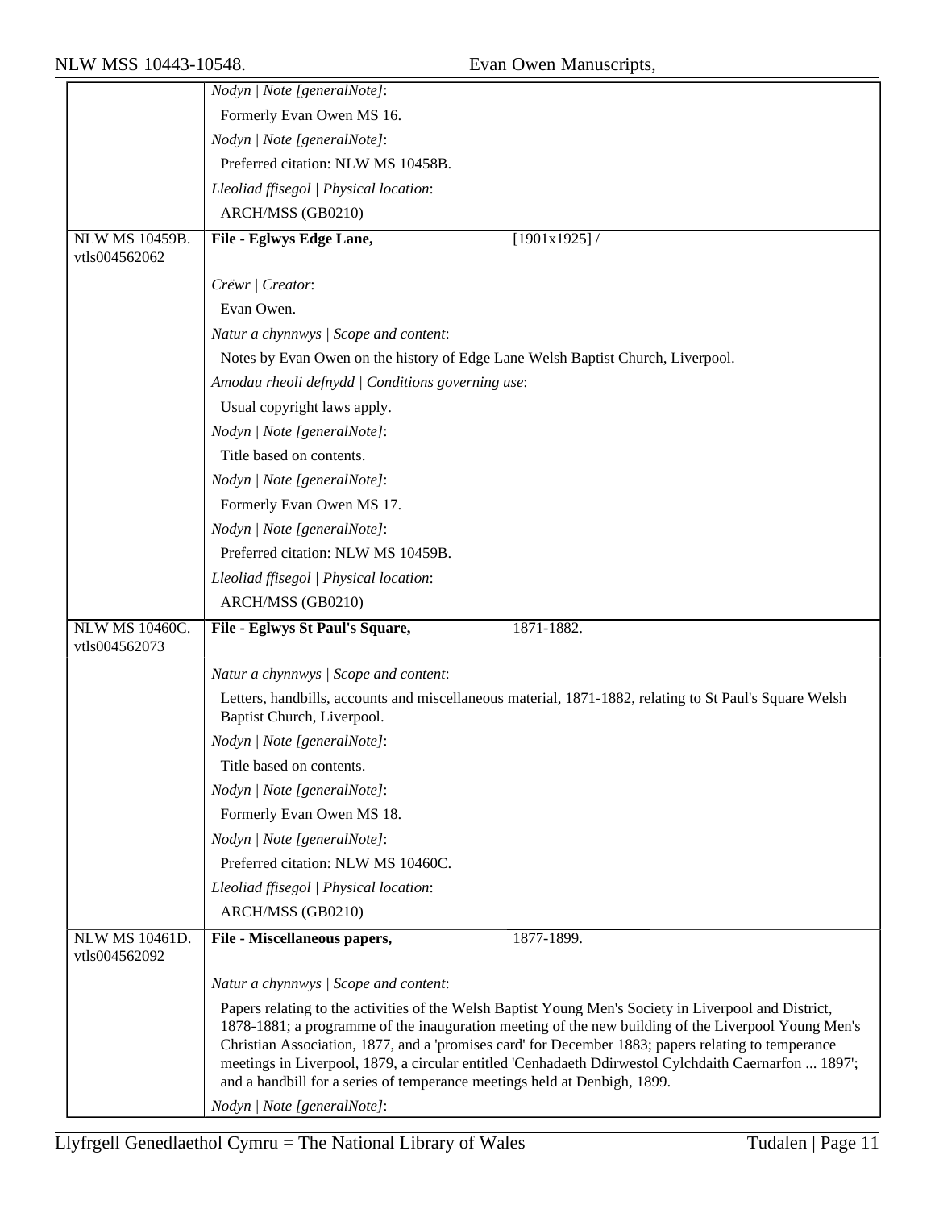*Nodyn | Note [generalNote]*:

Formerly Evan Owen MS 16.

*Nodyn | Note [generalNote]*:

Preferred citation: NLW MS 10458B.

*Lleoliad ffisegol | Physical location*:

ARCH/MSS (GB0210)

---

NLW MS 10459B.
vtls004562062

**File - Eglwys Edge Lane,** [1901x1925] /

*Crëwr | Creator*:

Evan Owen.

*Natur a chynnwys | Scope and content*:

Notes by Evan Owen on the history of Edge Lane Welsh Baptist Church, Liverpool.

*Amodau rheoli defnydd | Conditions governing use*:

Usual copyright laws apply.

*Nodyn | Note [generalNote]*:

Title based on contents.

*Nodyn | Note [generalNote]*:

Formerly Evan Owen MS 17.

*Nodyn | Note [generalNote]*:

Preferred citation: NLW MS 10459B.

*Lleoliad ffisegol | Physical location*:

ARCH/MSS (GB0210)

---

NLW MS 10460C.
vtls004562073

**File - Eglwys St Paul's Square,** 1871-1882.

*Natur a chynnwys | Scope and content*:

Letters, handbills, accounts and miscellaneous material, 1871-1882, relating to St Paul's Square Welsh Baptist Church, Liverpool.

*Nodyn | Note [generalNote]*:

Title based on contents.

*Nodyn | Note [generalNote]*:

Formerly Evan Owen MS 18.

*Nodyn | Note [generalNote]*:

Preferred citation: NLW MS 10460C.

*Lleoliad ffisegol | Physical location*:

ARCH/MSS (GB0210)

---

NLW MS 10461D.
vtls004562092

**File - Miscellaneous papers,** 1877-1899.

*Natur a chynnwys | Scope and content*:

Papers relating to the activities of the Welsh Baptist Young Men's Society in Liverpool and District, 1878-1881; a programme of the inauguration meeting of the new building of the Liverpool Young Men's Christian Association, 1877, and a 'promises card' for December 1883; papers relating to temperance meetings in Liverpool, 1879, a circular entitled 'Cenhadaeth Ddirwestol Cylchdaith Caernarfon ... 1897'; and a handbill for a series of temperance meetings held at Denbigh, 1899.

*Nodyn | Note [generalNote]*: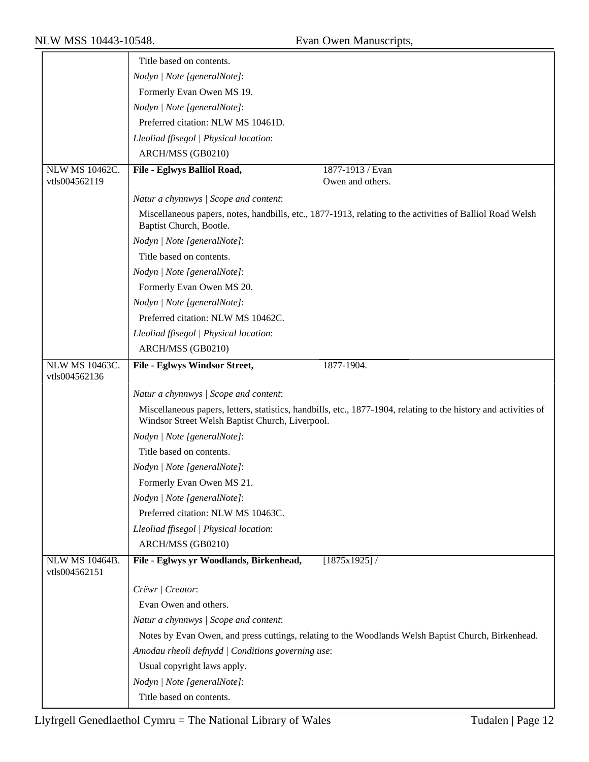| | |
|---|---|
| | Title based on contents. |
| | *Nodyn \| Note [generalNote]*: |
| | Formerly Evan Owen MS 19. |
| | *Nodyn \| Note [generalNote]*: |
| | Preferred citation: NLW MS 10461D. |
| | *Lleoliad ffisegol \| Physical location*: |
| | ARCH/MSS (GB0210) |
| NLW MS 10462C. vtls004562119 | **File - Eglwys Balliol Road,** 1877-1913 / Evan Owen and others. |
| | *Natur a chynnwys \| Scope and content*: |
| | Miscellaneous papers, notes, handbills, etc., 1877-1913, relating to the activities of Balliol Road Welsh Baptist Church, Bootle. |
| | *Nodyn \| Note [generalNote]*: |
| | Title based on contents. |
| | *Nodyn \| Note [generalNote]*: |
| | Formerly Evan Owen MS 20. |
| | *Nodyn \| Note [generalNote]*: |
| | Preferred citation: NLW MS 10462C. |
| | *Lleoliad ffisegol \| Physical location*: |
| | ARCH/MSS (GB0210) |
| NLW MS 10463C. vtls004562136 | **File - Eglwys Windsor Street,** 1877-1904. |
| | *Natur a chynnwys \| Scope and content*: |
| | Miscellaneous papers, letters, statistics, handbills, etc., 1877-1904, relating to the history and activities of Windsor Street Welsh Baptist Church, Liverpool. |
| | *Nodyn \| Note [generalNote]*: |
| | Title based on contents. |
| | *Nodyn \| Note [generalNote]*: |
| | Formerly Evan Owen MS 21. |
| | *Nodyn \| Note [generalNote]*: |
| | Preferred citation: NLW MS 10463C. |
| | *Lleoliad ffisegol \| Physical location*: |
| | ARCH/MSS (GB0210) |
| NLW MS 10464B. vtls004562151 | **File - Eglwys yr Woodlands, Birkenhead,** [1875x1925] / |
| | *Crëwr \| Creator*: |
| | Evan Owen and others. |
| | *Natur a chynnwys \| Scope and content*: |
| | Notes by Evan Owen, and press cuttings, relating to the Woodlands Welsh Baptist Church, Birkenhead. |
| | *Amodau rheoli defnydd \| Conditions governing use*: |
| | Usual copyright laws apply. |
| | *Nodyn \| Note [generalNote]*: |
| | Title based on contents. |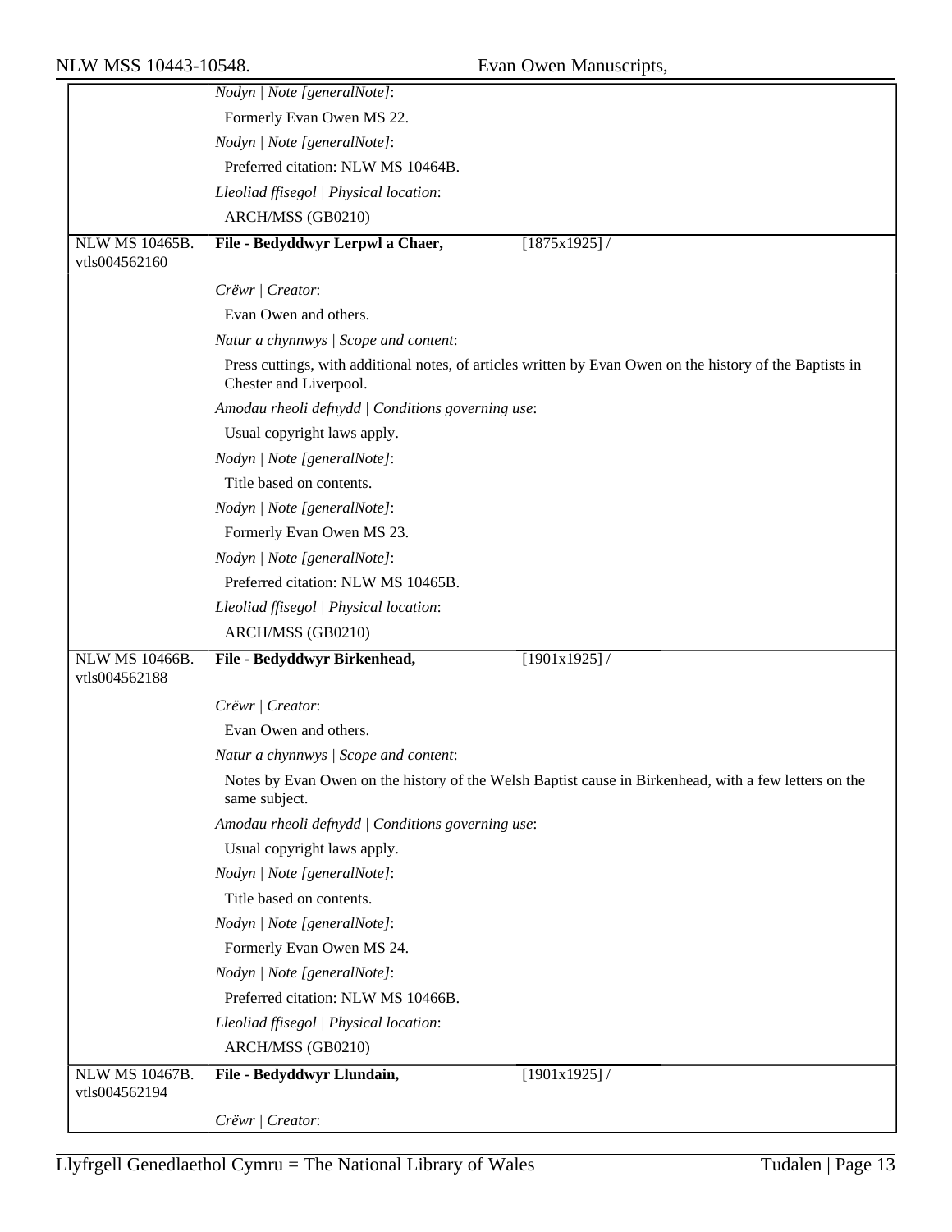| | |
|---|---|
| | *Nodyn \| Note [generalNote]*: |
| | Formerly Evan Owen MS 22. |
| | *Nodyn \| Note [generalNote]*: |
| | Preferred citation: NLW MS 10464B. |
| | *Lleoliad ffisegol \| Physical location*: |
| | ARCH/MSS (GB0210) |
| NLW MS 10465B. vtls004562160 | **File - Bedyddwyr Lerpwl a Chaer,** [1875x1925] / |
| | *Crëwr \| Creator*: |
| | Evan Owen and others. |
| | *Natur a chynnwys \| Scope and content*: |
| | Press cuttings, with additional notes, of articles written by Evan Owen on the history of the Baptists in Chester and Liverpool. |
| | *Amodau rheoli defnydd \| Conditions governing use*: |
| | Usual copyright laws apply. |
| | *Nodyn \| Note [generalNote]*: |
| | Title based on contents. |
| | *Nodyn \| Note [generalNote]*: |
| | Formerly Evan Owen MS 23. |
| | *Nodyn \| Note [generalNote]*: |
| | Preferred citation: NLW MS 10465B. |
| | *Lleoliad ffisegol \| Physical location*: |
| | ARCH/MSS (GB0210) |
| NLW MS 10466B. vtls004562188 | **File - Bedyddwyr Birkenhead,** [1901x1925] / |
| | *Crëwr \| Creator*: |
| | Evan Owen and others. |
| | *Natur a chynnwys \| Scope and content*: |
| | Notes by Evan Owen on the history of the Welsh Baptist cause in Birkenhead, with a few letters on the same subject. |
| | *Amodau rheoli defnydd \| Conditions governing use*: |
| | Usual copyright laws apply. |
| | *Nodyn \| Note [generalNote]*: |
| | Title based on contents. |
| | *Nodyn \| Note [generalNote]*: |
| | Formerly Evan Owen MS 24. |
| | *Nodyn \| Note [generalNote]*: |
| | Preferred citation: NLW MS 10466B. |
| | *Lleoliad ffisegol \| Physical location*: |
| | ARCH/MSS (GB0210) |
| NLW MS 10467B. vtls004562194 | **File - Bedyddwyr Llundain,** [1901x1925] / |
| | *Crëwr \| Creator*: |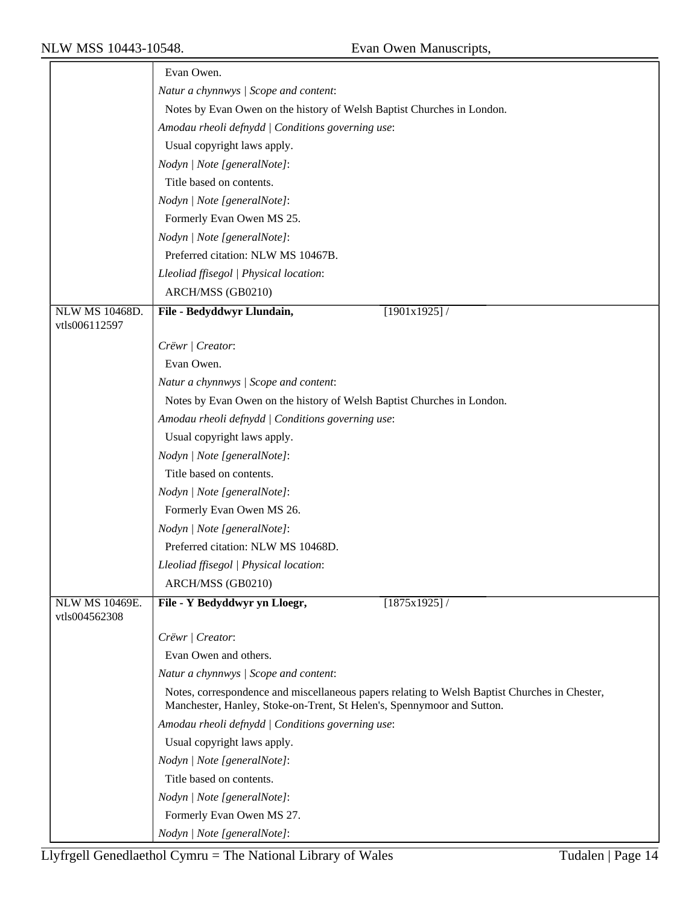| | |
|---|---|
| | Evan Owen. |
| | *Natur a chynnwys \| Scope and content*: |
| | Notes by Evan Owen on the history of Welsh Baptist Churches in London. |
| | *Amodau rheoli defnydd \| Conditions governing use*: |
| | Usual copyright laws apply. |
| | *Nodyn \| Note [generalNote]*: |
| | Title based on contents. |
| | *Nodyn \| Note [generalNote]*: |
| | Formerly Evan Owen MS 25. |
| | *Nodyn \| Note [generalNote]*: |
| | Preferred citation: NLW MS 10467B. |
| | *Lleoliad ffisegol \| Physical location*: |
| | ARCH/MSS (GB0210) |
| NLW MS 10468D. vtls006112597 | **File - Bedyddwyr Llundain,** [1901x1925] / |
| | *Crëwr \| Creator*: |
| | Evan Owen. |
| | *Natur a chynnwys \| Scope and content*: |
| | Notes by Evan Owen on the history of Welsh Baptist Churches in London. |
| | *Amodau rheoli defnydd \| Conditions governing use*: |
| | Usual copyright laws apply. |
| | *Nodyn \| Note [generalNote]*: |
| | Title based on contents. |
| | *Nodyn \| Note [generalNote]*: |
| | Formerly Evan Owen MS 26. |
| | *Nodyn \| Note [generalNote]*: |
| | Preferred citation: NLW MS 10468D. |
| | *Lleoliad ffisegol \| Physical location*: |
| | ARCH/MSS (GB0210) |
| NLW MS 10469E. vtls004562308 | **File - Y Bedyddwyr yn Lloegr,** [1875x1925] / |
| | *Crëwr \| Creator*: |
| | Evan Owen and others. |
| | *Natur a chynnwys \| Scope and content*: |
| | Notes, correspondence and miscellaneous papers relating to Welsh Baptist Churches in Chester, Manchester, Hanley, Stoke-on-Trent, St Helen's, Spennymoor and Sutton. |
| | *Amodau rheoli defnydd \| Conditions governing use*: |
| | Usual copyright laws apply. |
| | *Nodyn \| Note [generalNote]*: |
| | Title based on contents. |
| | *Nodyn \| Note [generalNote]*: |
| | Formerly Evan Owen MS 27. |
| | *Nodyn \| Note [generalNote]*: |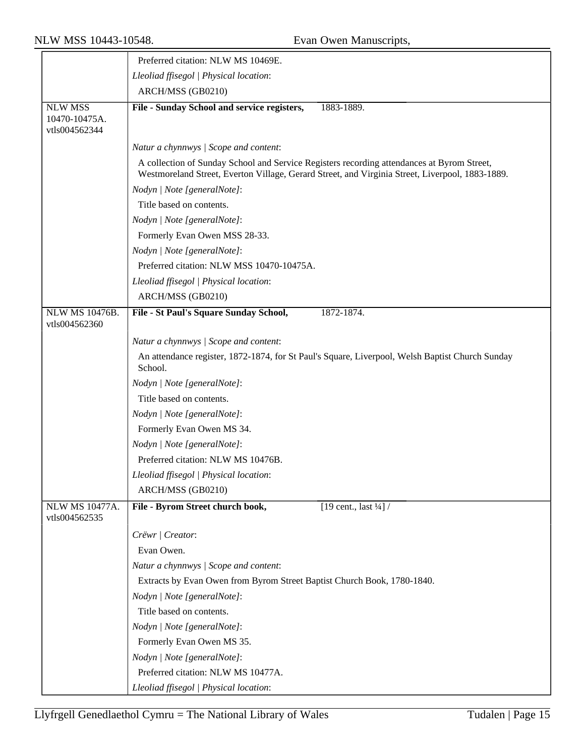| | |
|---|---|
| | Preferred citation: NLW MS 10469E. |
| | *Lleoliad ffisegol \| Physical location*: |
| | ARCH/MSS (GB0210) |
| NLW MSS 10470-10475A. vtls004562344 | **File - Sunday School and service registers,** 1883-1889. |
| | *Natur a chynnwys \| Scope and content*: |
| | A collection of Sunday School and Service Registers recording attendances at Byrom Street, Westmoreland Street, Everton Village, Gerard Street, and Virginia Street, Liverpool, 1883-1889. |
| | *Nodyn \| Note [generalNote]*: |
| | Title based on contents. |
| | *Nodyn \| Note [generalNote]*: |
| | Formerly Evan Owen MSS 28-33. |
| | *Nodyn \| Note [generalNote]*: |
| | Preferred citation: NLW MSS 10470-10475A. |
| | *Lleoliad ffisegol \| Physical location*: |
| | ARCH/MSS (GB0210) |
| NLW MS 10476B. vtls004562360 | **File - St Paul's Square Sunday School,** 1872-1874. |
| | *Natur a chynnwys \| Scope and content*: |
| | An attendance register, 1872-1874, for St Paul's Square, Liverpool, Welsh Baptist Church Sunday School. |
| | *Nodyn \| Note [generalNote]*: |
| | Title based on contents. |
| | *Nodyn \| Note [generalNote]*: |
| | Formerly Evan Owen MS 34. |
| | *Nodyn \| Note [generalNote]*: |
| | Preferred citation: NLW MS 10476B. |
| | *Lleoliad ffisegol \| Physical location*: |
| | ARCH/MSS (GB0210) |
| NLW MS 10477A. vtls004562535 | **File - Byrom Street church book,** [19 cent., last ¼] / |
| | *Crëwr \| Creator*: |
| | Evan Owen. |
| | *Natur a chynnwys \| Scope and content*: |
| | Extracts by Evan Owen from Byrom Street Baptist Church Book, 1780-1840. |
| | *Nodyn \| Note [generalNote]*: |
| | Title based on contents. |
| | *Nodyn \| Note [generalNote]*: |
| | Formerly Evan Owen MS 35. |
| | *Nodyn \| Note [generalNote]*: |
| | Preferred citation: NLW MS 10477A. |
| | *Lleoliad ffisegol \| Physical location*: |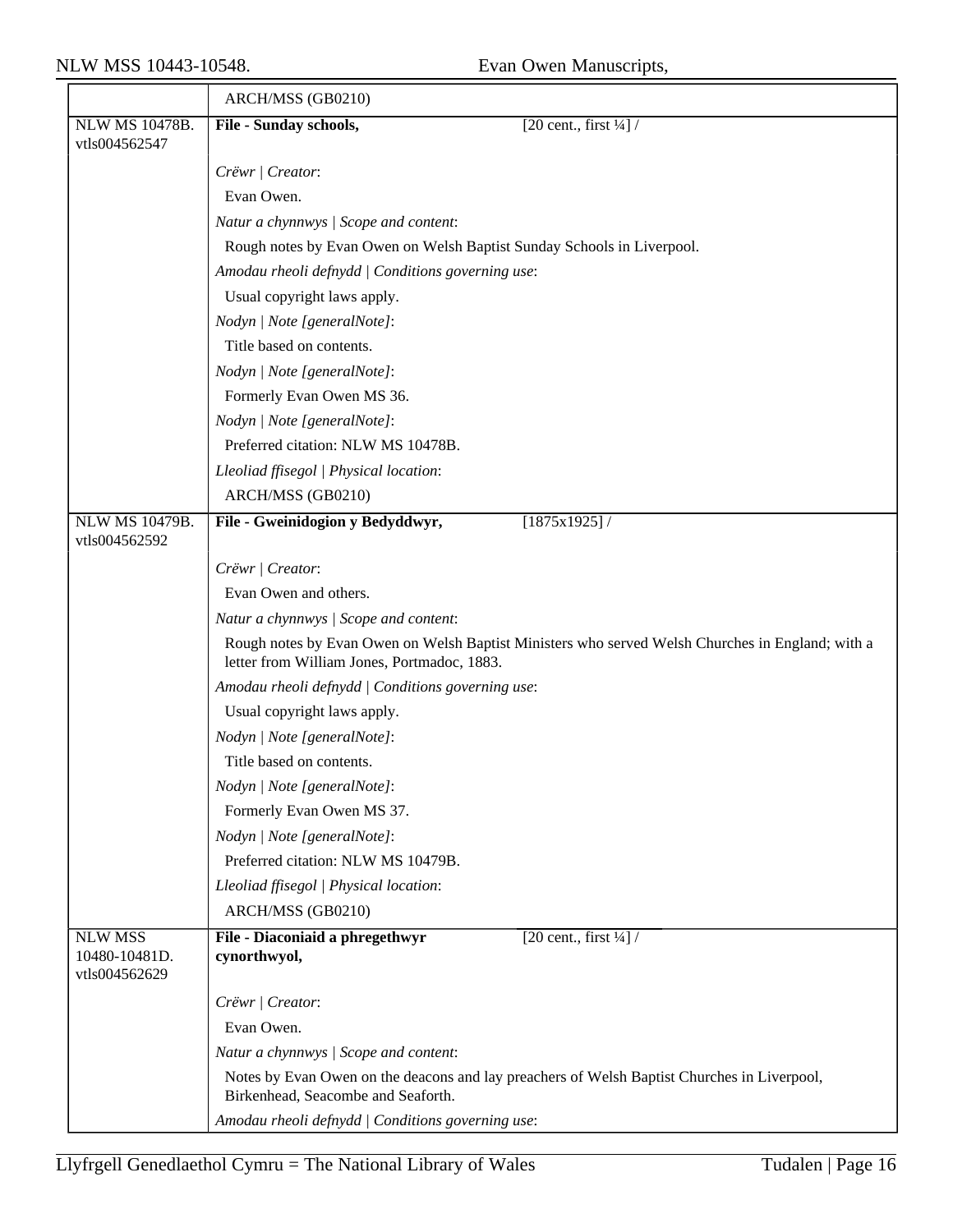| | ARCH/MSS (GB0210) |
|---|---|
| NLW MS 10478B. vtls004562547 | **File - Sunday schools,** [20 cent., first ¼] / |
| | *Crëwr \| Creator*: |
| | Evan Owen. |
| | *Natur a chynnwys \| Scope and content*: |
| | Rough notes by Evan Owen on Welsh Baptist Sunday Schools in Liverpool. |
| | *Amodau rheoli defnydd \| Conditions governing use*: |
| | Usual copyright laws apply. |
| | *Nodyn \| Note [generalNote]*: |
| | Title based on contents. |
| | *Nodyn \| Note [generalNote]*: |
| | Formerly Evan Owen MS 36. |
| | *Nodyn \| Note [generalNote]*: |
| | Preferred citation: NLW MS 10478B. |
| | *Lleoliad ffisegol \| Physical location*: |
| | ARCH/MSS (GB0210) |
| NLW MS 10479B. vtls004562592 | **File - Gweinidogion y Bedyddwyr,** [1875x1925] / |
| | *Crëwr \| Creator*: |
| | Evan Owen and others. |
| | *Natur a chynnwys \| Scope and content*: |
| | Rough notes by Evan Owen on Welsh Baptist Ministers who served Welsh Churches in England; with a letter from William Jones, Portmadoc, 1883. |
| | *Amodau rheoli defnydd \| Conditions governing use*: |
| | Usual copyright laws apply. |
| | *Nodyn \| Note [generalNote]*: |
| | Title based on contents. |
| | *Nodyn \| Note [generalNote]*: |
| | Formerly Evan Owen MS 37. |
| | *Nodyn \| Note [generalNote]*: |
| | Preferred citation: NLW MS 10479B. |
| | *Lleoliad ffisegol \| Physical location*: |
| | ARCH/MSS (GB0210) |
| NLW MSS 10480-10481D. vtls004562629 | **File - Diaconiaid a phregethwyr cynorthwyol,** [20 cent., first ¼] / |
| | *Crëwr \| Creator*: |
| | Evan Owen. |
| | *Natur a chynnwys \| Scope and content*: |
| | Notes by Evan Owen on the deacons and lay preachers of Welsh Baptist Churches in Liverpool, Birkenhead, Seacombe and Seaforth. |
| | *Amodau rheoli defnydd \| Conditions governing use*: |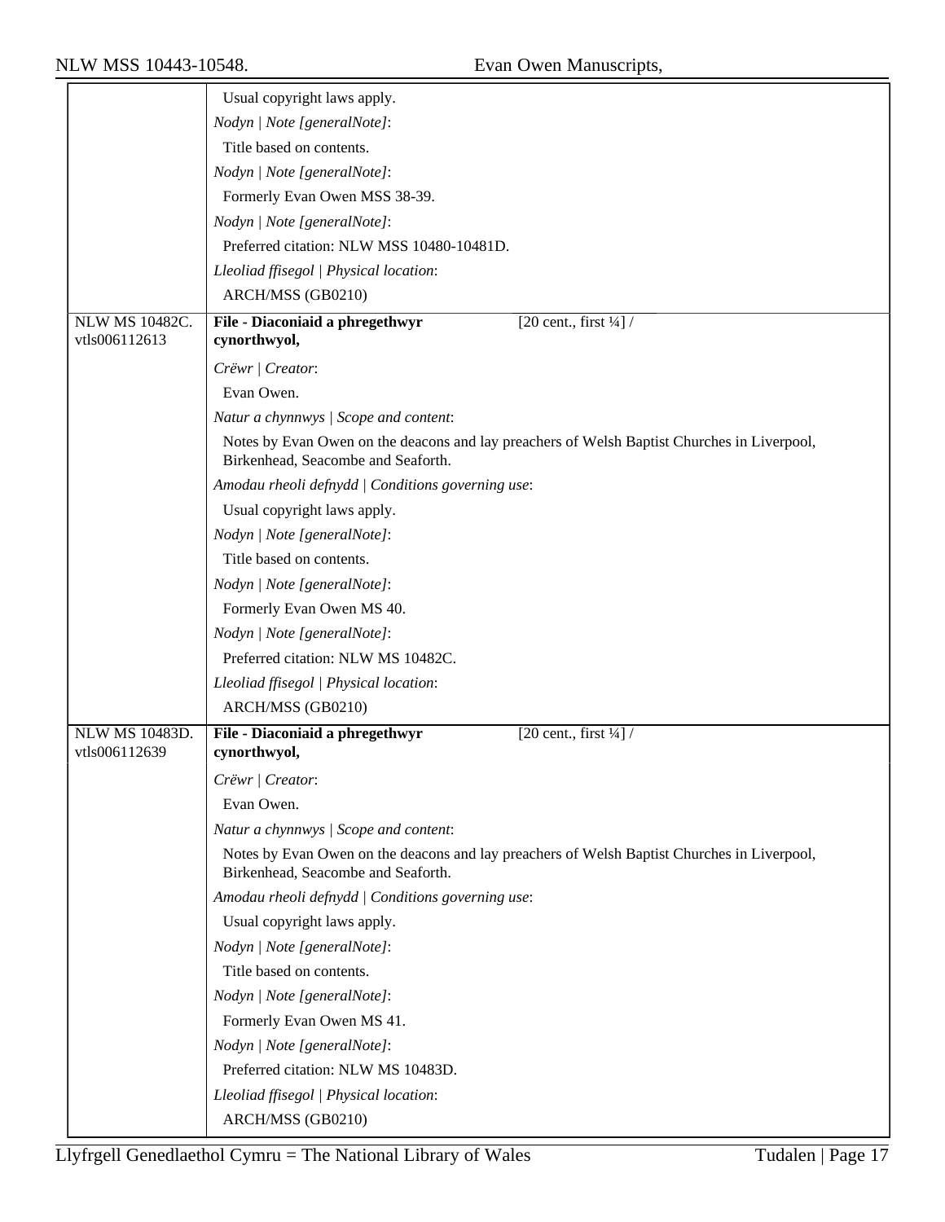| | |
|---|---|
| | Usual copyright laws apply.<br>*Nodyn \| Note [generalNote]*:<br>Title based on contents.<br>*Nodyn \| Note [generalNote]*:<br>Formerly Evan Owen MSS 38-39.<br>*Nodyn \| Note [generalNote]*:<br>Preferred citation: NLW MSS 10480-10481D.<br>*Lleoliad ffisegol \| Physical location*:<br>ARCH/MSS (GB0210) |
| NLW MS 10482C.<br>vtls006112613 | **File - Diaconiaid a phregethwyr cynorthwyol,** [20 cent., first ¼] /<br>*Crëwr \| Creator*:<br>Evan Owen.<br>*Natur a chynnwys \| Scope and content*:<br>Notes by Evan Owen on the deacons and lay preachers of Welsh Baptist Churches in Liverpool, Birkenhead, Seacombe and Seaforth.<br>*Amodau rheoli defnydd \| Conditions governing use*:<br>Usual copyright laws apply.<br>*Nodyn \| Note [generalNote]*:<br>Title based on contents.<br>*Nodyn \| Note [generalNote]*:<br>Formerly Evan Owen MS 40.<br>*Nodyn \| Note [generalNote]*:<br>Preferred citation: NLW MS 10482C.<br>*Lleoliad ffisegol \| Physical location*:<br>ARCH/MSS (GB0210) |
| NLW MS 10483D.<br>vtls006112639 | **File - Diaconiaid a phregethwyr cynorthwyol,** [20 cent., first ¼] /<br>*Crëwr \| Creator*:<br>Evan Owen.<br>*Natur a chynnwys \| Scope and content*:<br>Notes by Evan Owen on the deacons and lay preachers of Welsh Baptist Churches in Liverpool, Birkenhead, Seacombe and Seaforth.<br>*Amodau rheoli defnydd \| Conditions governing use*:<br>Usual copyright laws apply.<br>*Nodyn \| Note [generalNote]*:<br>Title based on contents.<br>*Nodyn \| Note [generalNote]*:<br>Formerly Evan Owen MS 41.<br>*Nodyn \| Note [generalNote]*:<br>Preferred citation: NLW MS 10483D.<br>*Lleoliad ffisegol \| Physical location*:<br>ARCH/MSS (GB0210) |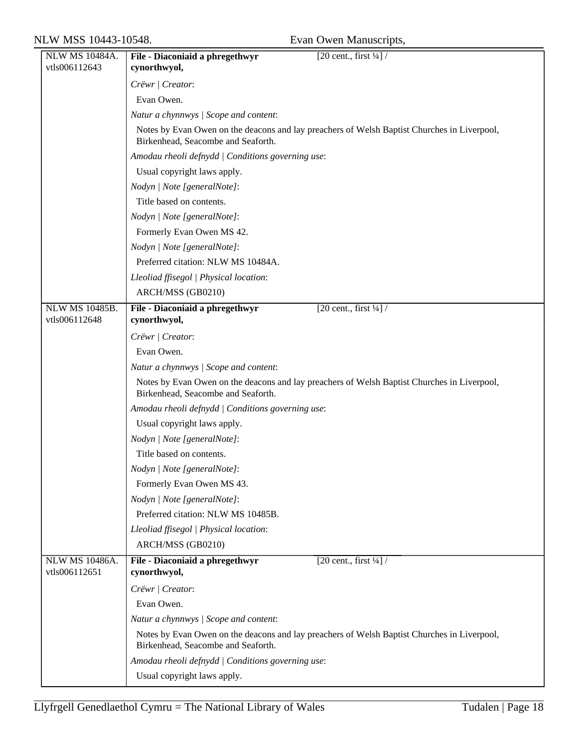| | |
|---|---|
| NLW MS 10484A.<br>vtls006112643 | **File - Diaconiaid a phregethwyr cynorthwyol,** [20 cent., first ¼] /<br><br>*Crëwr \| Creator*:<br>Evan Owen.<br>*Natur a chynnwys \| Scope and content*:<br>Notes by Evan Owen on the deacons and lay preachers of Welsh Baptist Churches in Liverpool, Birkenhead, Seacombe and Seaforth.<br>*Amodau rheoli defnydd \| Conditions governing use*:<br>Usual copyright laws apply.<br>*Nodyn \| Note [generalNote]*:<br>Title based on contents.<br>*Nodyn \| Note [generalNote]*:<br>Formerly Evan Owen MS 42.<br>*Nodyn \| Note [generalNote]*:<br>Preferred citation: NLW MS 10484A.<br>*Lleoliad ffisegol \| Physical location*:<br>ARCH/MSS (GB0210) |
| NLW MS 10485B.<br>vtls006112648 | **File - Diaconiaid a phregethwyr cynorthwyol,** [20 cent., first ¼] /<br><br>*Crëwr \| Creator*:<br>Evan Owen.<br>*Natur a chynnwys \| Scope and content*:<br>Notes by Evan Owen on the deacons and lay preachers of Welsh Baptist Churches in Liverpool, Birkenhead, Seacombe and Seaforth.<br>*Amodau rheoli defnydd \| Conditions governing use*:<br>Usual copyright laws apply.<br>*Nodyn \| Note [generalNote]*:<br>Title based on contents.<br>*Nodyn \| Note [generalNote]*:<br>Formerly Evan Owen MS 43.<br>*Nodyn \| Note [generalNote]*:<br>Preferred citation: NLW MS 10485B.<br>*Lleoliad ffisegol \| Physical location*:<br>ARCH/MSS (GB0210) |
| NLW MS 10486A.<br>vtls006112651 | **File - Diaconiaid a phregethwyr cynorthwyol,** [20 cent., first ¼] /<br><br>*Crëwr \| Creator*:<br>Evan Owen.<br>*Natur a chynnwys \| Scope and content*:<br>Notes by Evan Owen on the deacons and lay preachers of Welsh Baptist Churches in Liverpool, Birkenhead, Seacombe and Seaforth.<br>*Amodau rheoli defnydd \| Conditions governing use*:<br>Usual copyright laws apply. |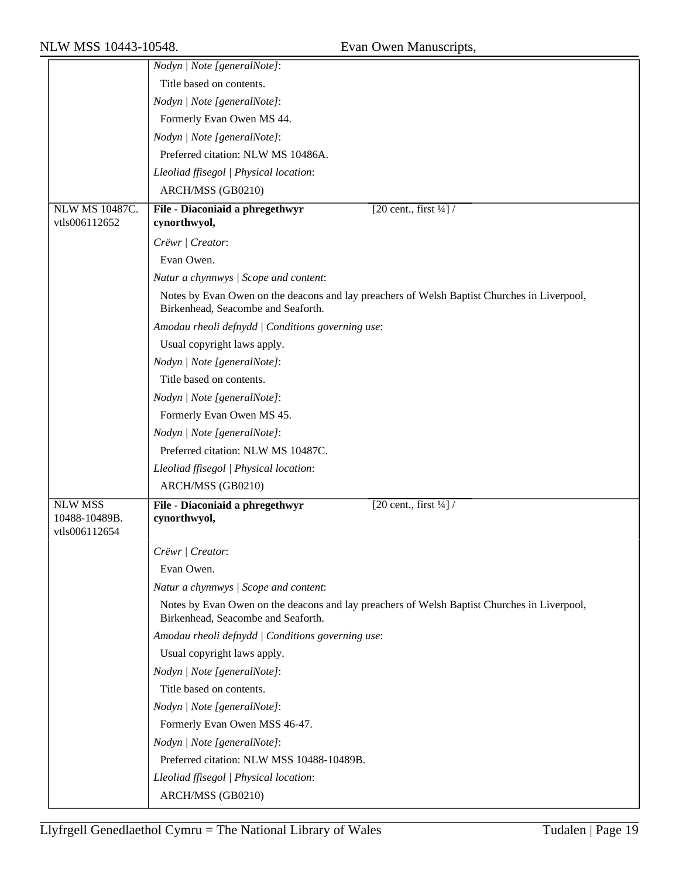*Nodyn | Note [generalNote]*:

Title based on contents.

*Nodyn | Note [generalNote]*:

Formerly Evan Owen MS 44.

*Nodyn | Note [generalNote]*:

Preferred citation: NLW MS 10486A.

*Lleoliad ffisegol | Physical location*:

ARCH/MSS (GB0210)

---

NLW MS 10487C.
vtls006112652

**File - Diaconiaid a phregethwyr cynorthwyol,** [20 cent., first ¼] /

*Crëwr | Creator*:

Evan Owen.

*Natur a chynnwys | Scope and content*:

Notes by Evan Owen on the deacons and lay preachers of Welsh Baptist Churches in Liverpool, Birkenhead, Seacombe and Seaforth.

*Amodau rheoli defnydd | Conditions governing use*:

Usual copyright laws apply.

*Nodyn | Note [generalNote]*:

Title based on contents.

*Nodyn | Note [generalNote]*:

Formerly Evan Owen MS 45.

*Nodyn | Note [generalNote]*:

Preferred citation: NLW MS 10487C.

*Lleoliad ffisegol | Physical location*:

ARCH/MSS (GB0210)

---

NLW MSS 10488-10489B.
vtls006112654

**File - Diaconiaid a phregethwyr cynorthwyol,** [20 cent., first ¼] /

*Crëwr | Creator*:

Evan Owen.

*Natur a chynnwys | Scope and content*:

Notes by Evan Owen on the deacons and lay preachers of Welsh Baptist Churches in Liverpool, Birkenhead, Seacombe and Seaforth.

*Amodau rheoli defnydd | Conditions governing use*:

Usual copyright laws apply.

*Nodyn | Note [generalNote]*:

Title based on contents.

*Nodyn | Note [generalNote]*:

Formerly Evan Owen MSS 46-47.

*Nodyn | Note [generalNote]*:

Preferred citation: NLW MSS 10488-10489B.

*Lleoliad ffisegol | Physical location*:

ARCH/MSS (GB0210)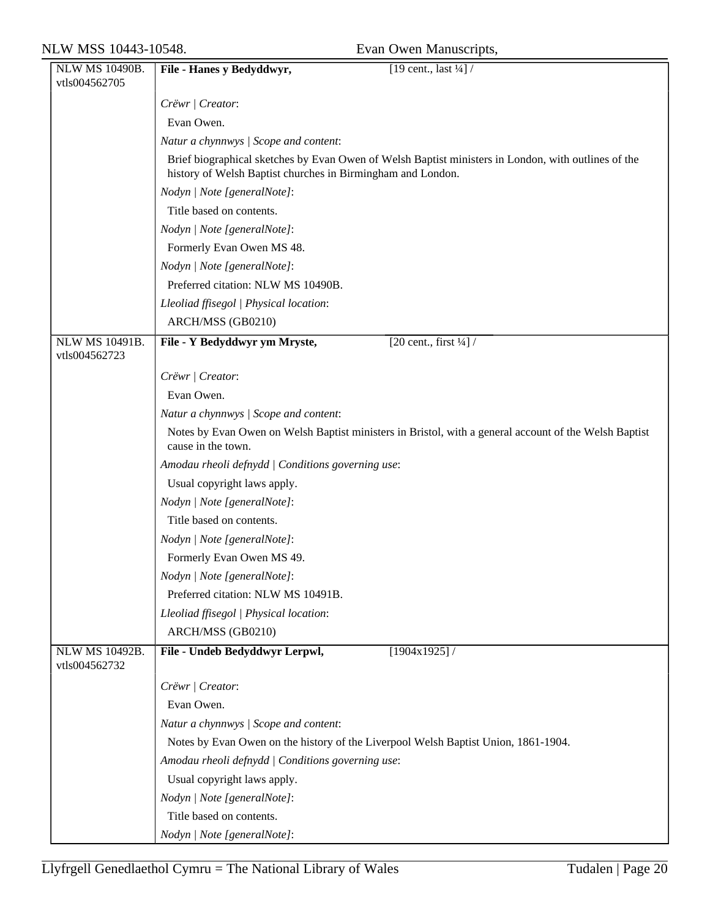| | |
|---|---|
| NLW MS 10490B.<br>vtls004562705 | **File - Hanes y Bedyddwyr,** [19 cent., last ¼] /<br><br>*Crëwr \| Creator*:<br>Evan Owen.<br>*Natur a chynnwys \| Scope and content*:<br>Brief biographical sketches by Evan Owen of Welsh Baptist ministers in London, with outlines of the history of Welsh Baptist churches in Birmingham and London.<br>*Nodyn \| Note [generalNote]*:<br>Title based on contents.<br>*Nodyn \| Note [generalNote]*:<br>Formerly Evan Owen MS 48.<br>*Nodyn \| Note [generalNote]*:<br>Preferred citation: NLW MS 10490B.<br>*Lleoliad ffisegol \| Physical location*:<br>ARCH/MSS (GB0210) |
| NLW MS 10491B.<br>vtls004562723 | **File - Y Bedyddwyr ym Mryste,** [20 cent., first ¼] /<br><br>*Crëwr \| Creator*:<br>Evan Owen.<br>*Natur a chynnwys \| Scope and content*:<br>Notes by Evan Owen on Welsh Baptist ministers in Bristol, with a general account of the Welsh Baptist cause in the town.<br>*Amodau rheoli defnydd \| Conditions governing use*:<br>Usual copyright laws apply.<br>*Nodyn \| Note [generalNote]*:<br>Title based on contents.<br>*Nodyn \| Note [generalNote]*:<br>Formerly Evan Owen MS 49.<br>*Nodyn \| Note [generalNote]*:<br>Preferred citation: NLW MS 10491B.<br>*Lleoliad ffisegol \| Physical location*:<br>ARCH/MSS (GB0210) |
| NLW MS 10492B.<br>vtls004562732 | **File - Undeb Bedyddwyr Lerpwl,** [1904x1925] /<br><br>*Crëwr \| Creator*:<br>Evan Owen.<br>*Natur a chynnwys \| Scope and content*:<br>Notes by Evan Owen on the history of the Liverpool Welsh Baptist Union, 1861-1904.<br>*Amodau rheoli defnydd \| Conditions governing use*:<br>Usual copyright laws apply.<br>*Nodyn \| Note [generalNote]*:<br>Title based on contents.<br>*Nodyn \| Note [generalNote]*: |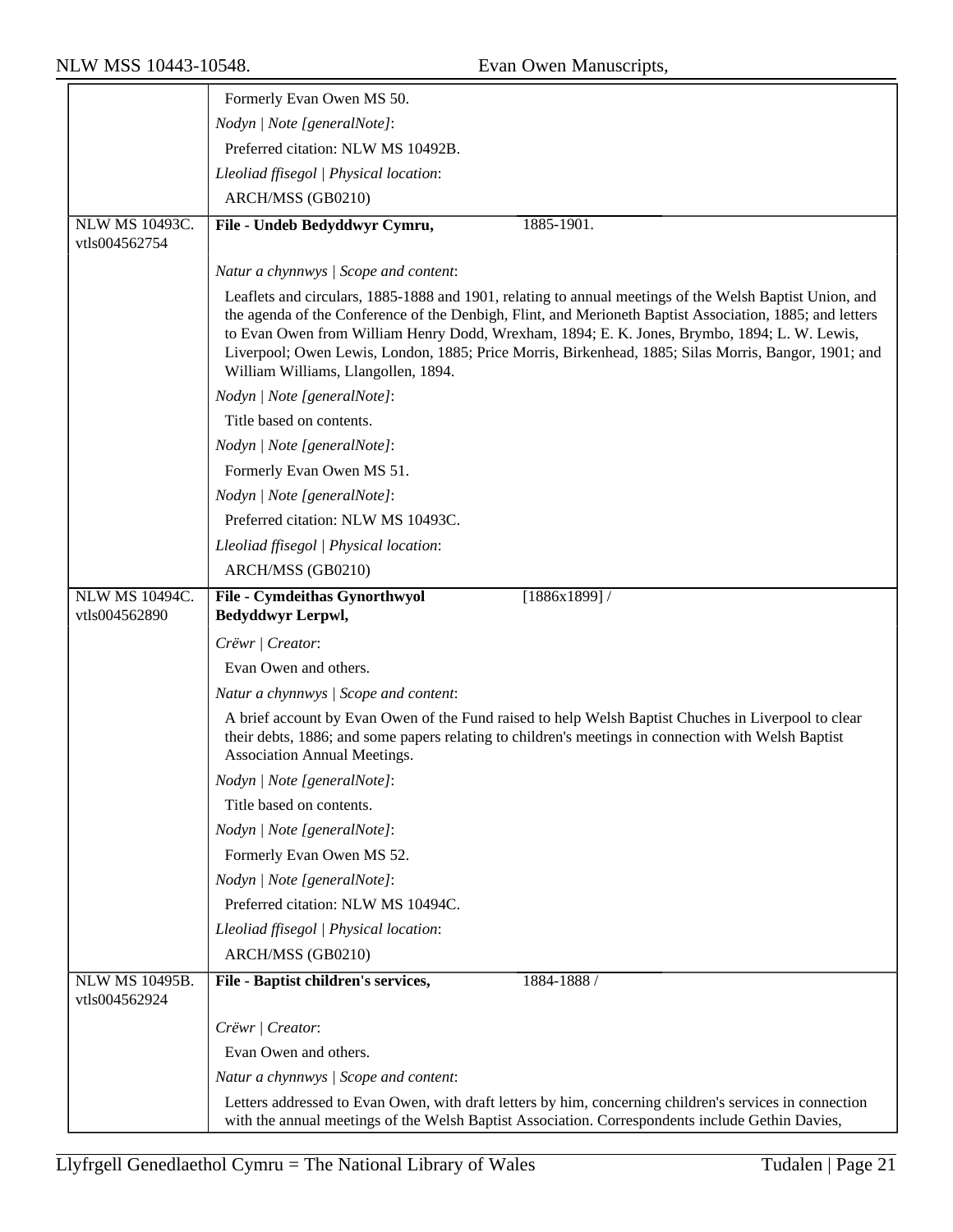Formerly Evan Owen MS 50.

*Nodyn | Note [generalNote]*:

Preferred citation: NLW MS 10492B.

*Lleoliad ffisegol | Physical location*:

ARCH/MSS (GB0210)

---

NLW MS 10493C.
vtls004562754

**File - Undeb Bedyddwyr Cymru,** 1885-1901.

*Natur a chynnwys | Scope and content*:

Leaflets and circulars, 1885-1888 and 1901, relating to annual meetings of the Welsh Baptist Union, and the agenda of the Conference of the Denbigh, Flint, and Merioneth Baptist Association, 1885; and letters to Evan Owen from William Henry Dodd, Wrexham, 1894; E. K. Jones, Brymbo, 1894; L. W. Lewis, Liverpool; Owen Lewis, London, 1885; Price Morris, Birkenhead, 1885; Silas Morris, Bangor, 1901; and William Williams, Llangollen, 1894.

*Nodyn | Note [generalNote]*:

Title based on contents.

*Nodyn | Note [generalNote]*:

Formerly Evan Owen MS 51.

*Nodyn | Note [generalNote]*:

Preferred citation: NLW MS 10493C.

*Lleoliad ffisegol | Physical location*:

ARCH/MSS (GB0210)

---

NLW MS 10494C.
vtls004562890

**File - Cymdeithas Gynorthwyol Bedyddwyr Lerpwl,** [1886x1899] /

*Crëwr | Creator*:

Evan Owen and others.

*Natur a chynnwys | Scope and content*:

A brief account by Evan Owen of the Fund raised to help Welsh Baptist Chuches in Liverpool to clear their debts, 1886; and some papers relating to children's meetings in connection with Welsh Baptist Association Annual Meetings.

*Nodyn | Note [generalNote]*:

Title based on contents.

*Nodyn | Note [generalNote]*:

Formerly Evan Owen MS 52.

*Nodyn | Note [generalNote]*:

Preferred citation: NLW MS 10494C.

*Lleoliad ffisegol | Physical location*:

ARCH/MSS (GB0210)

---

NLW MS 10495B.
vtls004562924

**File - Baptist children's services,** 1884-1888 /

*Crëwr | Creator*:

Evan Owen and others.

*Natur a chynnwys | Scope and content*:

Letters addressed to Evan Owen, with draft letters by him, concerning children's services in connection with the annual meetings of the Welsh Baptist Association. Correspondents include Gethin Davies,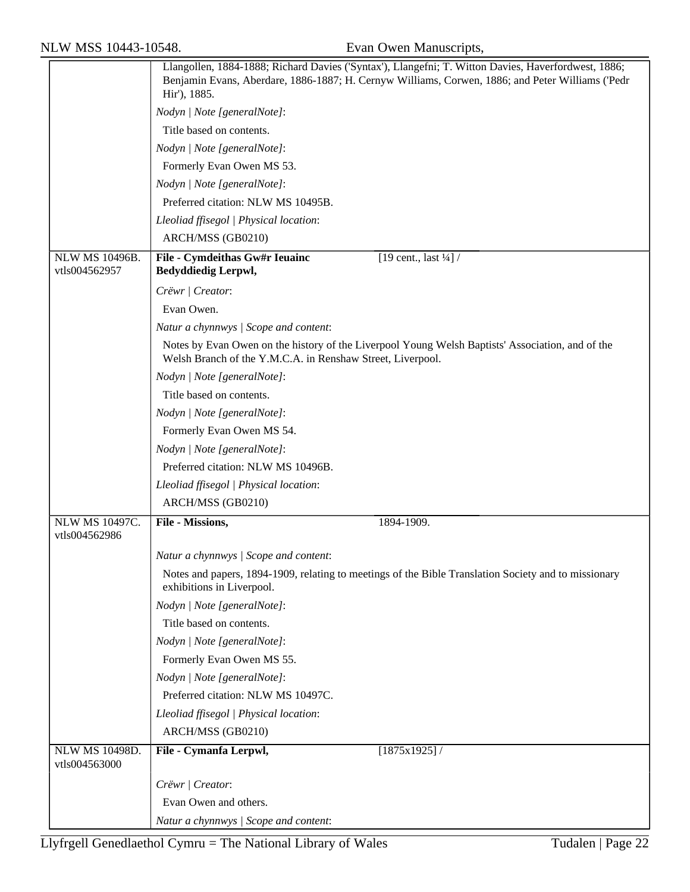Llangollen, 1884-1888; Richard Davies ('Syntax'), Llangefni; T. Witton Davies, Haverfordwest, 1886; Benjamin Evans, Aberdare, 1886-1887; H. Cernyw Williams, Corwen, 1886; and Peter Williams ('Pedr Hir'), 1885.

*Nodyn | Note [generalNote]*:

Title based on contents.

*Nodyn | Note [generalNote]*:

Formerly Evan Owen MS 53.

*Nodyn | Note [generalNote]*:

Preferred citation: NLW MS 10495B.

*Lleoliad ffisegol | Physical location*:

ARCH/MSS (GB0210)

---

NLW MS 10496B. vtls004562957

**File - Cymdeithas Gw#r Ieuainc Bedyddiedig Lerpwl,** [19 cent., last ¼] /

*Crëwr | Creator*:

Evan Owen.

*Natur a chynnwys | Scope and content*:

Notes by Evan Owen on the history of the Liverpool Young Welsh Baptists' Association, and of the Welsh Branch of the Y.M.C.A. in Renshaw Street, Liverpool.

*Nodyn | Note [generalNote]*:

Title based on contents.

*Nodyn | Note [generalNote]*:

Formerly Evan Owen MS 54.

*Nodyn | Note [generalNote]*:

Preferred citation: NLW MS 10496B.

*Lleoliad ffisegol | Physical location*:

ARCH/MSS (GB0210)

---

NLW MS 10497C. vtls004562986

**File - Missions,** 1894-1909.

*Natur a chynnwys | Scope and content*:

Notes and papers, 1894-1909, relating to meetings of the Bible Translation Society and to missionary exhibitions in Liverpool.

*Nodyn | Note [generalNote]*:

Title based on contents.

*Nodyn | Note [generalNote]*:

Formerly Evan Owen MS 55.

*Nodyn | Note [generalNote]*:

Preferred citation: NLW MS 10497C.

*Lleoliad ffisegol | Physical location*:

ARCH/MSS (GB0210)

---

NLW MS 10498D. vtls004563000

**File - Cymanfa Lerpwl,** [1875x1925] /

*Crëwr | Creator*:

Evan Owen and others.

*Natur a chynnwys | Scope and content*: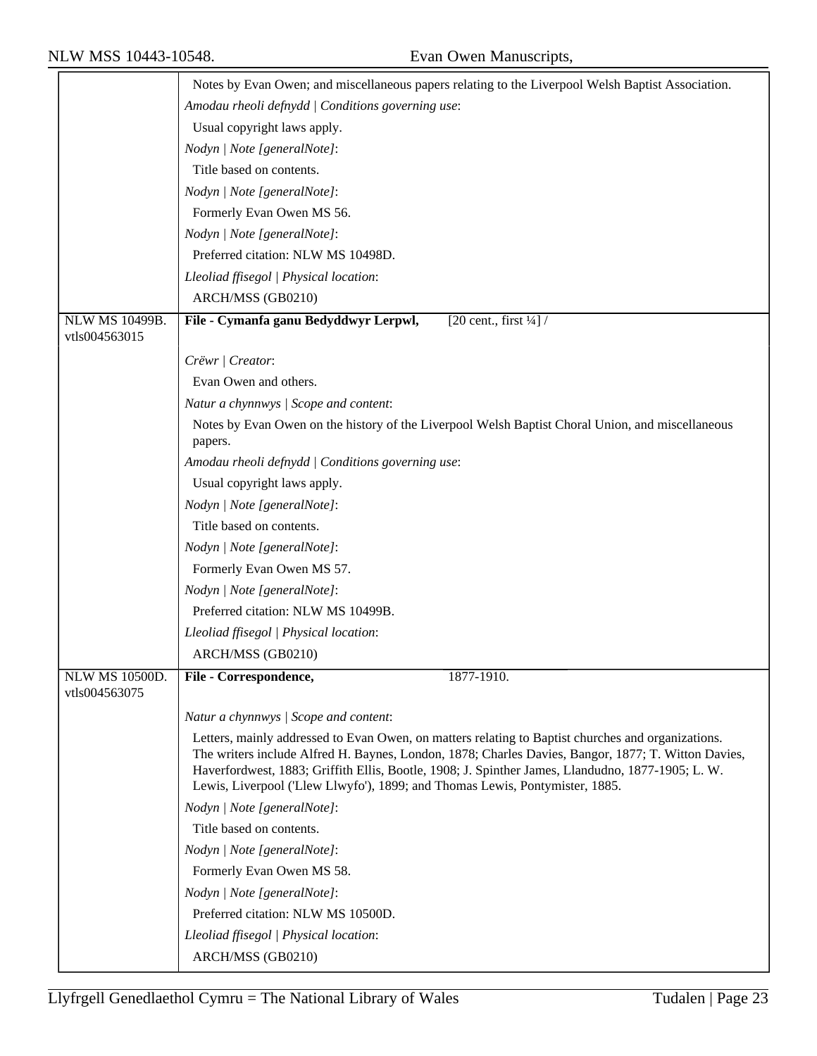Notes by Evan Owen; and miscellaneous papers relating to the Liverpool Welsh Baptist Association.

*Amodau rheoli defnydd | Conditions governing use*:

Usual copyright laws apply.

*Nodyn | Note [generalNote]*:

Title based on contents.

*Nodyn | Note [generalNote]*:

Formerly Evan Owen MS 56.

*Nodyn | Note [generalNote]*:

Preferred citation: NLW MS 10498D.

*Lleoliad ffisegol | Physical location*:

ARCH/MSS (GB0210)

---

NLW MS 10499B.
vtls004563015

**File - Cymanfa ganu Bedyddwyr Lerpwl,** [20 cent., first ¼] /

*Crëwr | Creator*:

Evan Owen and others.

*Natur a chynnwys | Scope and content*:

Notes by Evan Owen on the history of the Liverpool Welsh Baptist Choral Union, and miscellaneous papers.

*Amodau rheoli defnydd | Conditions governing use*:

Usual copyright laws apply.

*Nodyn | Note [generalNote]*:

Title based on contents.

*Nodyn | Note [generalNote]*:

Formerly Evan Owen MS 57.

*Nodyn | Note [generalNote]*:

Preferred citation: NLW MS 10499B.

*Lleoliad ffisegol | Physical location*:

ARCH/MSS (GB0210)

---

NLW MS 10500D.
vtls004563075

**File - Correspondence,** 1877-1910.

*Natur a chynnwys | Scope and content*:

Letters, mainly addressed to Evan Owen, on matters relating to Baptist churches and organizations. The writers include Alfred H. Baynes, London, 1878; Charles Davies, Bangor, 1877; T. Witton Davies, Haverfordwest, 1883; Griffith Ellis, Bootle, 1908; J. Spinther James, Llandudno, 1877-1905; L. W. Lewis, Liverpool ('Llew Llwyfo'), 1899; and Thomas Lewis, Pontymister, 1885.

*Nodyn | Note [generalNote]*:

Title based on contents.

*Nodyn | Note [generalNote]*:

Formerly Evan Owen MS 58.

*Nodyn | Note [generalNote]*:

Preferred citation: NLW MS 10500D.

*Lleoliad ffisegol | Physical location*:

ARCH/MSS (GB0210)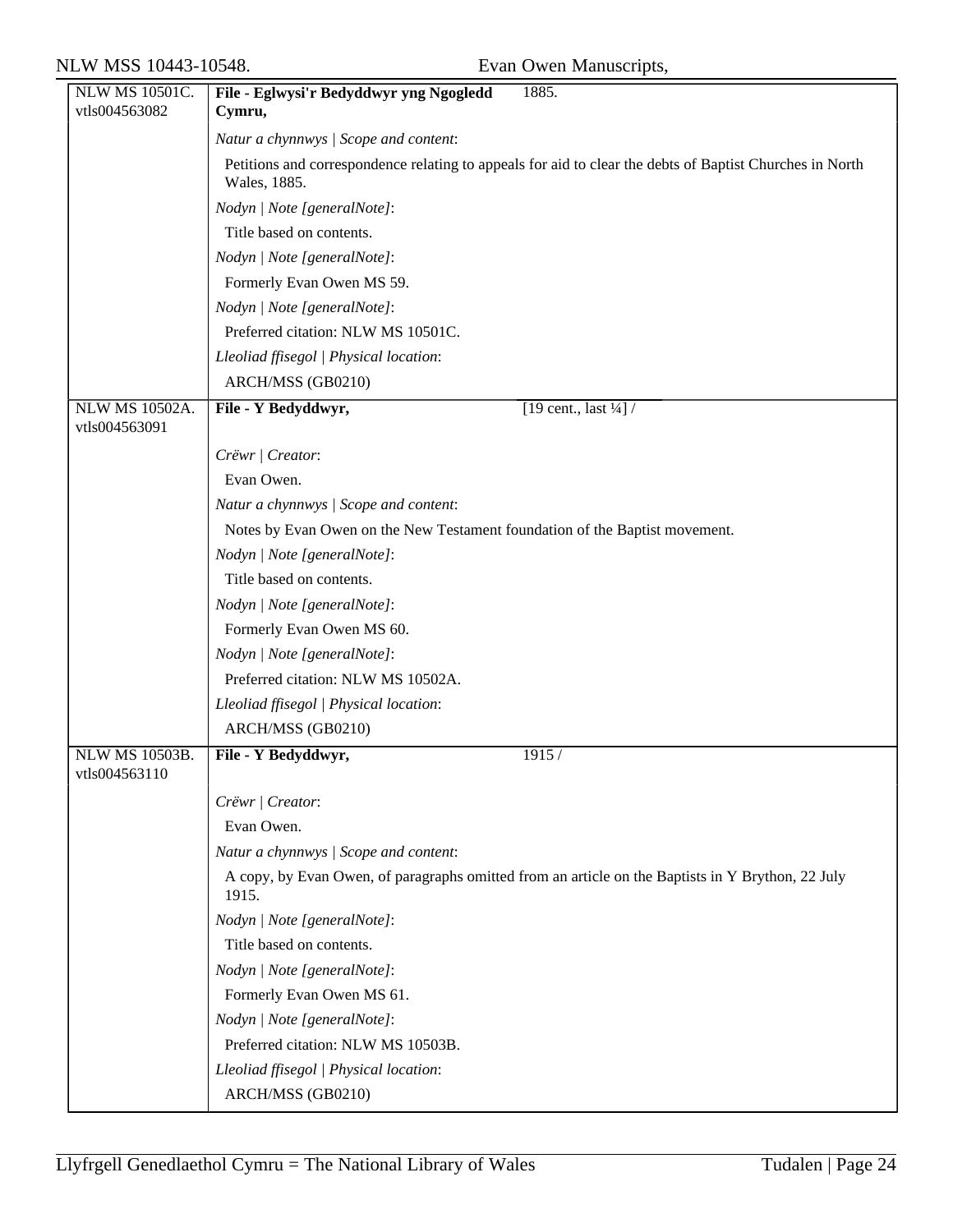| NLW MS 10501C. vtls004563082 | **File - Eglwysi'r Bedyddwyr yng Ngogledd Cymru,** 1885. |
|---|---|
| | *Natur a chynnwys \| Scope and content*: |
| | Petitions and correspondence relating to appeals for aid to clear the debts of Baptist Churches in North Wales, 1885. |
| | *Nodyn \| Note [generalNote]*: |
| | Title based on contents. |
| | *Nodyn \| Note [generalNote]*: |
| | Formerly Evan Owen MS 59. |
| | *Nodyn \| Note [generalNote]*: |
| | Preferred citation: NLW MS 10501C. |
| | *Lleoliad ffisegol \| Physical location*: |
| | ARCH/MSS (GB0210) |
| NLW MS 10502A. vtls004563091 | **File - Y Bedyddwyr,** [19 cent., last ¼] / |
| | *Crëwr \| Creator*: |
| | Evan Owen. |
| | *Natur a chynnwys \| Scope and content*: |
| | Notes by Evan Owen on the New Testament foundation of the Baptist movement. |
| | *Nodyn \| Note [generalNote]*: |
| | Title based on contents. |
| | *Nodyn \| Note [generalNote]*: |
| | Formerly Evan Owen MS 60. |
| | *Nodyn \| Note [generalNote]*: |
| | Preferred citation: NLW MS 10502A. |
| | *Lleoliad ffisegol \| Physical location*: |
| | ARCH/MSS (GB0210) |
| NLW MS 10503B. vtls004563110 | **File - Y Bedyddwyr,** 1915 / |
| | *Crëwr \| Creator*: |
| | Evan Owen. |
| | *Natur a chynnwys \| Scope and content*: |
| | A copy, by Evan Owen, of paragraphs omitted from an article on the Baptists in Y Brython, 22 July 1915. |
| | *Nodyn \| Note [generalNote]*: |
| | Title based on contents. |
| | *Nodyn \| Note [generalNote]*: |
| | Formerly Evan Owen MS 61. |
| | *Nodyn \| Note [generalNote]*: |
| | Preferred citation: NLW MS 10503B. |
| | *Lleoliad ffisegol \| Physical location*: |
| | ARCH/MSS (GB0210) |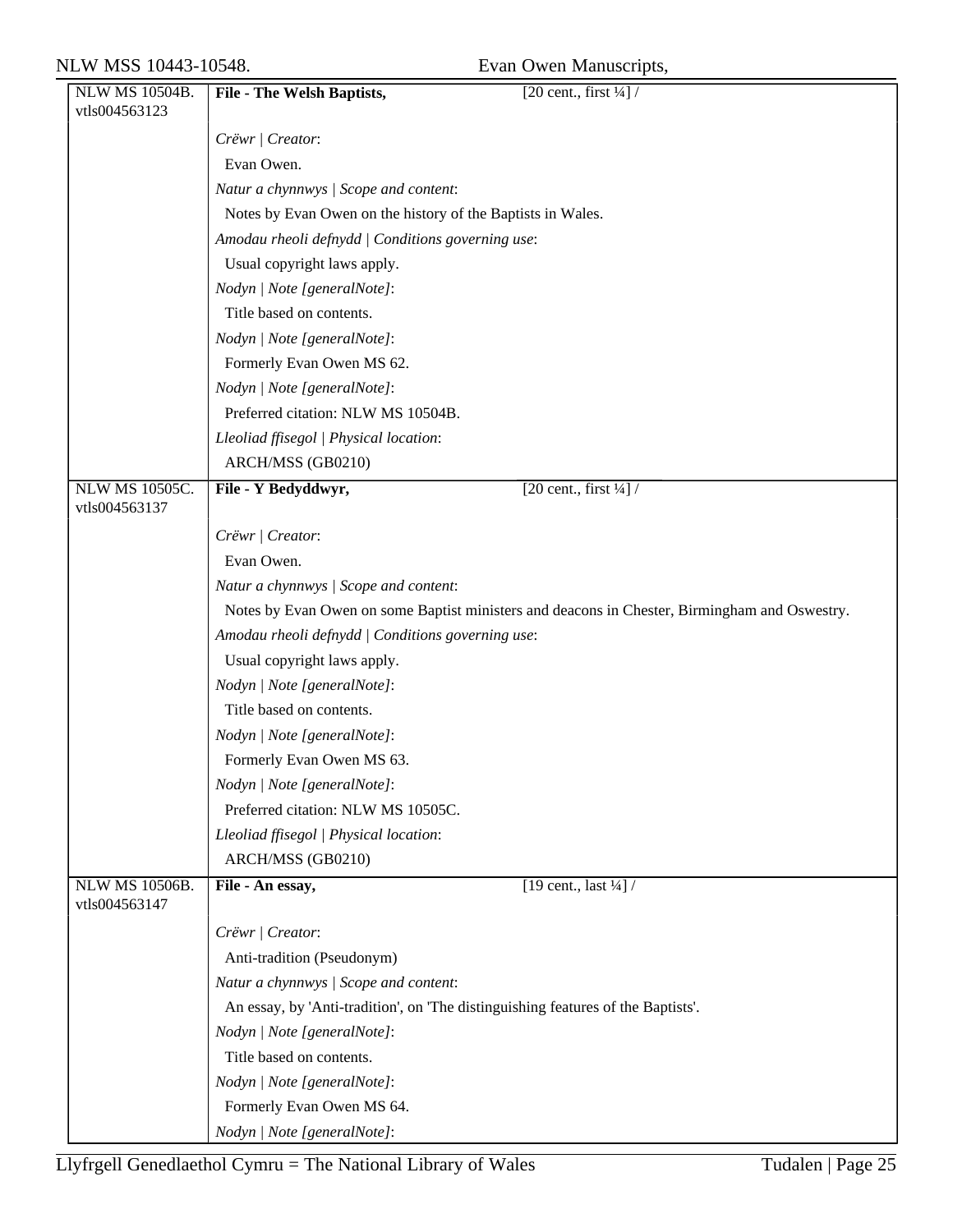| NLW MS 10504B. vtls004563123 | **File - The Welsh Baptists,** [20 cent., first ¼] / |
|---|---|
| | *Crëwr \| Creator*: |
| | Evan Owen. |
| | *Natur a chynnwys \| Scope and content*: |
| | Notes by Evan Owen on the history of the Baptists in Wales. |
| | *Amodau rheoli defnydd \| Conditions governing use*: |
| | Usual copyright laws apply. |
| | *Nodyn \| Note [generalNote]*: |
| | Title based on contents. |
| | *Nodyn \| Note [generalNote]*: |
| | Formerly Evan Owen MS 62. |
| | *Nodyn \| Note [generalNote]*: |
| | Preferred citation: NLW MS 10504B. |
| | *Lleoliad ffisegol \| Physical location*: |
| | ARCH/MSS (GB0210) |
| NLW MS 10505C. vtls004563137 | **File - Y Bedyddwyr,** [20 cent., first ¼] / |
| | *Crëwr \| Creator*: |
| | Evan Owen. |
| | *Natur a chynnwys \| Scope and content*: |
| | Notes by Evan Owen on some Baptist ministers and deacons in Chester, Birmingham and Oswestry. |
| | *Amodau rheoli defnydd \| Conditions governing use*: |
| | Usual copyright laws apply. |
| | *Nodyn \| Note [generalNote]*: |
| | Title based on contents. |
| | *Nodyn \| Note [generalNote]*: |
| | Formerly Evan Owen MS 63. |
| | *Nodyn \| Note [generalNote]*: |
| | Preferred citation: NLW MS 10505C. |
| | *Lleoliad ffisegol \| Physical location*: |
| | ARCH/MSS (GB0210) |
| NLW MS 10506B. vtls004563147 | **File - An essay,** [19 cent., last ¼] / |
| | *Crëwr \| Creator*: |
| | Anti-tradition (Pseudonym) |
| | *Natur a chynnwys \| Scope and content*: |
| | An essay, by 'Anti-tradition', on 'The distinguishing features of the Baptists'. |
| | *Nodyn \| Note [generalNote]*: |
| | Title based on contents. |
| | *Nodyn \| Note [generalNote]*: |
| | Formerly Evan Owen MS 64. |
| | *Nodyn \| Note [generalNote]*: |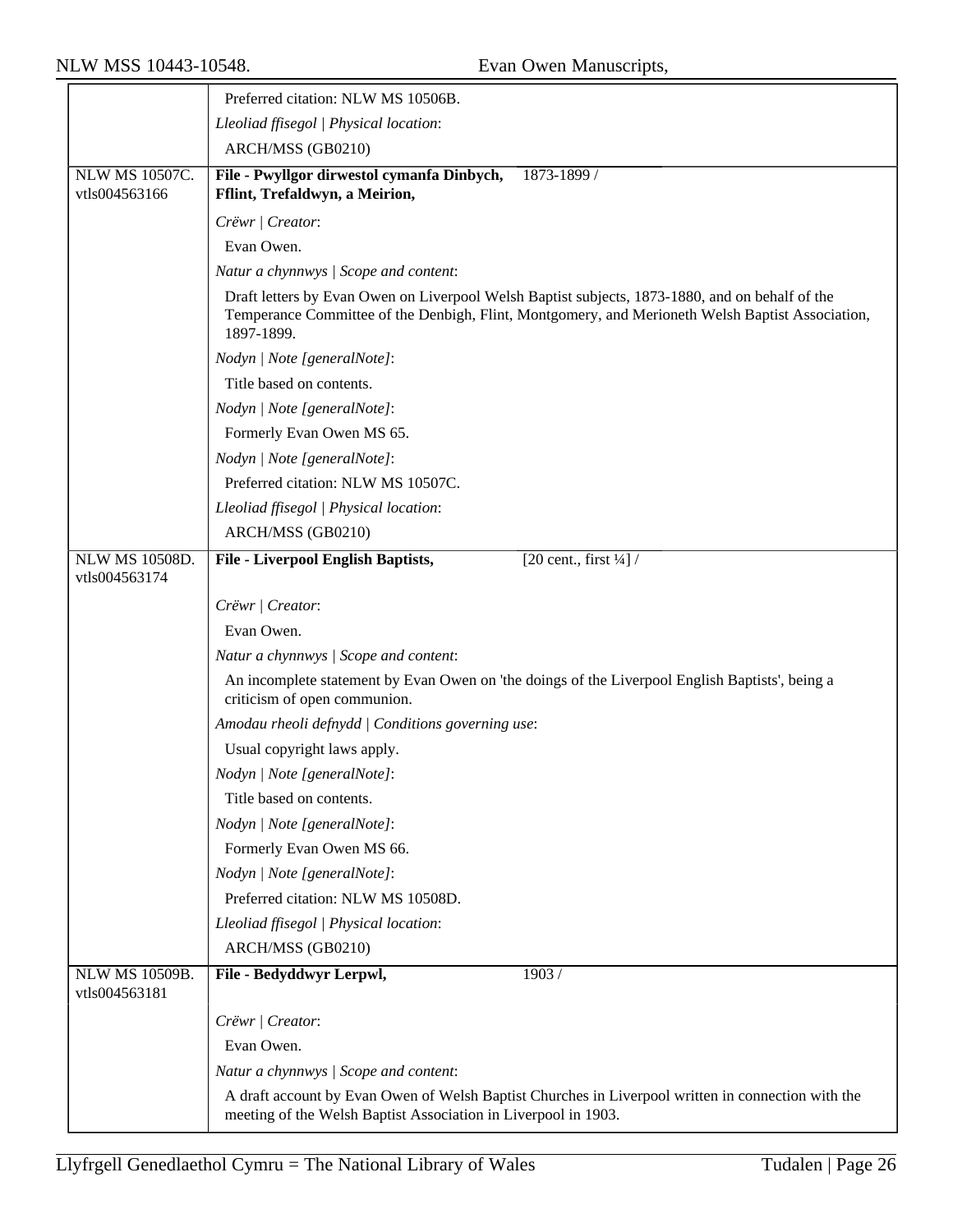| | |
|---|---|
| | Preferred citation: NLW MS 10506B. |
| | *Lleoliad ffisegol \| Physical location*: |
| | ARCH/MSS (GB0210) |
| NLW MS 10507C. vtls004563166 | **File - Pwyllgor dirwestol cymanfa Dinbych, Fflint, Trefaldwyn, a Meirion,** 1873-1899 / |
| | *Crëwr \| Creator*: |
| | Evan Owen. |
| | *Natur a chynnwys \| Scope and content*: |
| | Draft letters by Evan Owen on Liverpool Welsh Baptist subjects, 1873-1880, and on behalf of the Temperance Committee of the Denbigh, Flint, Montgomery, and Merioneth Welsh Baptist Association, 1897-1899. |
| | *Nodyn \| Note [generalNote]*: |
| | Title based on contents. |
| | *Nodyn \| Note [generalNote]*: |
| | Formerly Evan Owen MS 65. |
| | *Nodyn \| Note [generalNote]*: |
| | Preferred citation: NLW MS 10507C. |
| | *Lleoliad ffisegol \| Physical location*: |
| | ARCH/MSS (GB0210) |
| NLW MS 10508D. vtls004563174 | **File - Liverpool English Baptists,** [20 cent., first ¼] / |
| | *Crëwr \| Creator*: |
| | Evan Owen. |
| | *Natur a chynnwys \| Scope and content*: |
| | An incomplete statement by Evan Owen on 'the doings of the Liverpool English Baptists', being a criticism of open communion. |
| | *Amodau rheoli defnydd \| Conditions governing use*: |
| | Usual copyright laws apply. |
| | *Nodyn \| Note [generalNote]*: |
| | Title based on contents. |
| | *Nodyn \| Note [generalNote]*: |
| | Formerly Evan Owen MS 66. |
| | *Nodyn \| Note [generalNote]*: |
| | Preferred citation: NLW MS 10508D. |
| | *Lleoliad ffisegol \| Physical location*: |
| | ARCH/MSS (GB0210) |
| NLW MS 10509B. vtls004563181 | **File - Bedyddwyr Lerpwl,** 1903 / |
| | *Crëwr \| Creator*: |
| | Evan Owen. |
| | *Natur a chynnwys \| Scope and content*: |
| | A draft account by Evan Owen of Welsh Baptist Churches in Liverpool written in connection with the meeting of the Welsh Baptist Association in Liverpool in 1903. |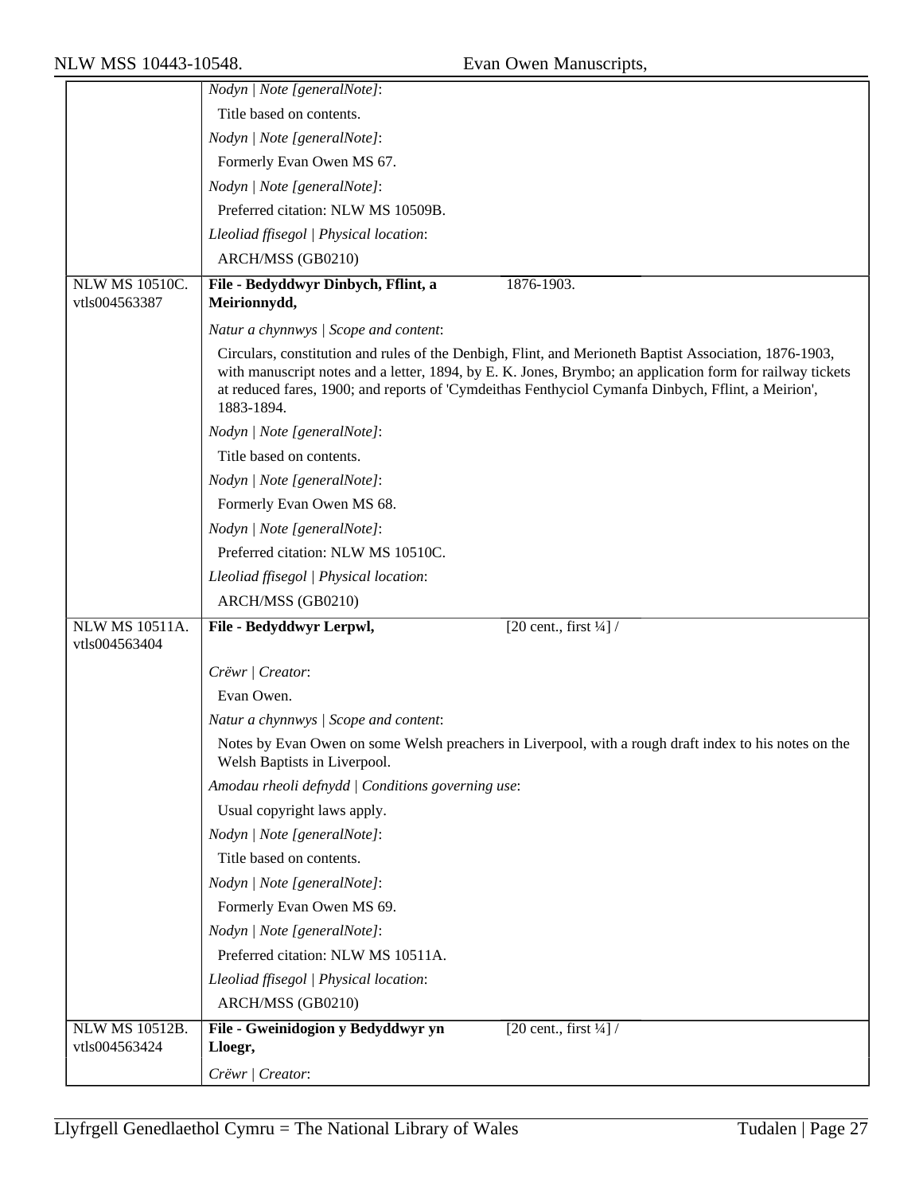| | |
|---|---|
| | *Nodyn \| Note [generalNote]*: |
| | Title based on contents. |
| | *Nodyn \| Note [generalNote]*: |
| | Formerly Evan Owen MS 67. |
| | *Nodyn \| Note [generalNote]*: |
| | Preferred citation: NLW MS 10509B. |
| | *Lleoliad ffisegol \| Physical location*: |
| | ARCH/MSS (GB0210) |
| NLW MS 10510C. vtls004563387 | **File - Bedyddwyr Dinbych, Fflint, a Meirionnydd,** 1876-1903. |
| | *Natur a chynnwys \| Scope and content*: |
| | Circulars, constitution and rules of the Denbigh, Flint, and Merioneth Baptist Association, 1876-1903, with manuscript notes and a letter, 1894, by E. K. Jones, Brymbo; an application form for railway tickets at reduced fares, 1900; and reports of 'Cymdeithas Fenthyciol Cymanfa Dinbych, Fflint, a Meirion', 1883-1894. |
| | *Nodyn \| Note [generalNote]*: |
| | Title based on contents. |
| | *Nodyn \| Note [generalNote]*: |
| | Formerly Evan Owen MS 68. |
| | *Nodyn \| Note [generalNote]*: |
| | Preferred citation: NLW MS 10510C. |
| | *Lleoliad ffisegol \| Physical location*: |
| | ARCH/MSS (GB0210) |
| NLW MS 10511A. vtls004563404 | **File - Bedyddwyr Lerpwl,** [20 cent., first ¼] / |
| | *Crëwr \| Creator*: |
| | Evan Owen. |
| | *Natur a chynnwys \| Scope and content*: |
| | Notes by Evan Owen on some Welsh preachers in Liverpool, with a rough draft index to his notes on the Welsh Baptists in Liverpool. |
| | *Amodau rheoli defnydd \| Conditions governing use*: |
| | Usual copyright laws apply. |
| | *Nodyn \| Note [generalNote]*: |
| | Title based on contents. |
| | *Nodyn \| Note [generalNote]*: |
| | Formerly Evan Owen MS 69. |
| | *Nodyn \| Note [generalNote]*: |
| | Preferred citation: NLW MS 10511A. |
| | *Lleoliad ffisegol \| Physical location*: |
| | ARCH/MSS (GB0210) |
| NLW MS 10512B. vtls004563424 | **File - Gweinidogion y Bedyddwyr yn Lloegr,** [20 cent., first ¼] / |
| | *Crëwr \| Creator*: |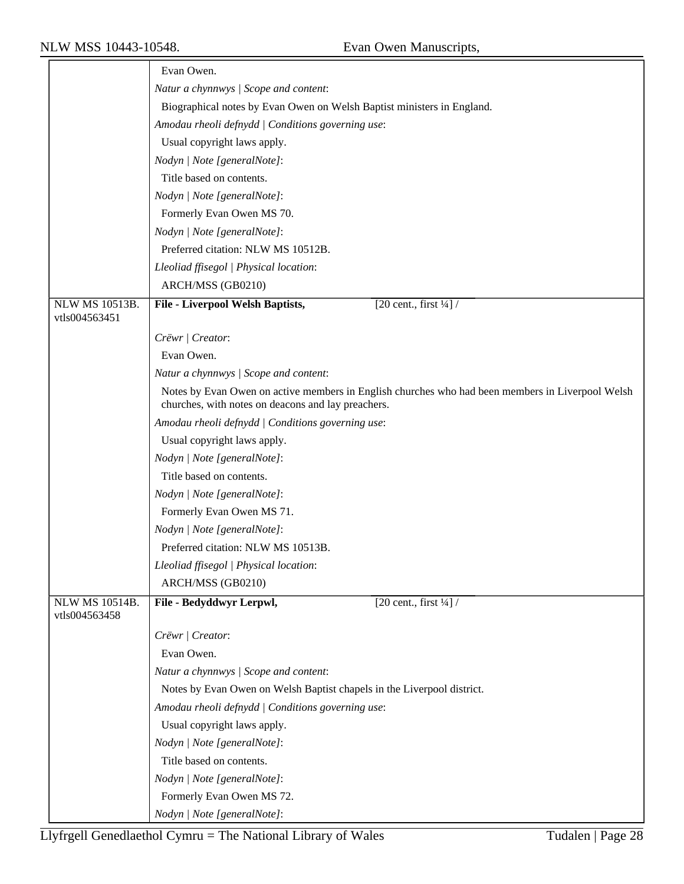| | |
|---|---|
| | Evan Owen. |
| | *Natur a chynnwys \| Scope and content*: |
| | Biographical notes by Evan Owen on Welsh Baptist ministers in England. |
| | *Amodau rheoli defnydd \| Conditions governing use*: |
| | Usual copyright laws apply. |
| | *Nodyn \| Note [generalNote]*: |
| | Title based on contents. |
| | *Nodyn \| Note [generalNote]*: |
| | Formerly Evan Owen MS 70. |
| | *Nodyn \| Note [generalNote]*: |
| | Preferred citation: NLW MS 10512B. |
| | *Lleoliad ffisegol \| Physical location*: |
| | ARCH/MSS (GB0210) |
| NLW MS 10513B. vtls004563451 | **File - Liverpool Welsh Baptists,** [20 cent., first ¼] / |
| | *Crëwr \| Creator*: |
| | Evan Owen. |
| | *Natur a chynnwys \| Scope and content*: |
| | Notes by Evan Owen on active members in English churches who had been members in Liverpool Welsh churches, with notes on deacons and lay preachers. |
| | *Amodau rheoli defnydd \| Conditions governing use*: |
| | Usual copyright laws apply. |
| | *Nodyn \| Note [generalNote]*: |
| | Title based on contents. |
| | *Nodyn \| Note [generalNote]*: |
| | Formerly Evan Owen MS 71. |
| | *Nodyn \| Note [generalNote]*: |
| | Preferred citation: NLW MS 10513B. |
| | *Lleoliad ffisegol \| Physical location*: |
| | ARCH/MSS (GB0210) |
| NLW MS 10514B. vtls004563458 | **File - Bedyddwyr Lerpwl,** [20 cent., first ¼] / |
| | *Crëwr \| Creator*: |
| | Evan Owen. |
| | *Natur a chynnwys \| Scope and content*: |
| | Notes by Evan Owen on Welsh Baptist chapels in the Liverpool district. |
| | *Amodau rheoli defnydd \| Conditions governing use*: |
| | Usual copyright laws apply. |
| | *Nodyn \| Note [generalNote]*: |
| | Title based on contents. |
| | *Nodyn \| Note [generalNote]*: |
| | Formerly Evan Owen MS 72. |
| | *Nodyn \| Note [generalNote]*: |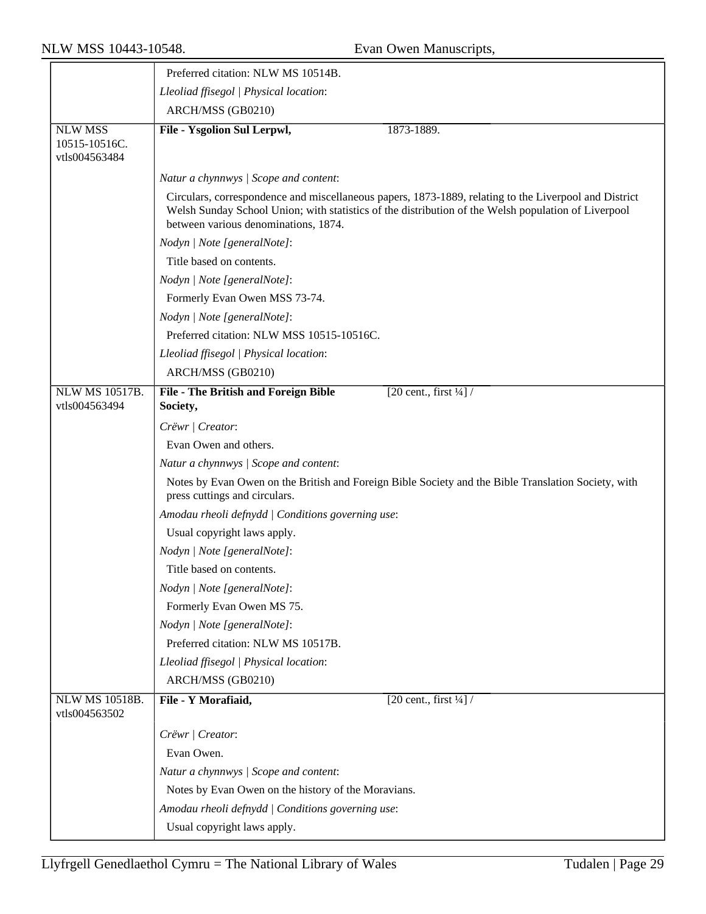Preferred citation: NLW MS 10514B.

*Lleoliad ffisegol | Physical location*:

ARCH/MSS (GB0210)

| NLW MSS 10515-10516C. vtls004563484 | **File - Ysgolion Sul Lerpwl,** 1873-1889. |
|---|---|

*Natur a chynnwys | Scope and content*:

Circulars, correspondence and miscellaneous papers, 1873-1889, relating to the Liverpool and District Welsh Sunday School Union; with statistics of the distribution of the Welsh population of Liverpool between various denominations, 1874.

*Nodyn | Note [generalNote]*:

Title based on contents.

*Nodyn | Note [generalNote]*:

Formerly Evan Owen MSS 73-74.

*Nodyn | Note [generalNote]*:

Preferred citation: NLW MSS 10515-10516C.

*Lleoliad ffisegol | Physical location*:

ARCH/MSS (GB0210)

| NLW MS 10517B. vtls004563494 | **File - The British and Foreign Bible Society,** [20 cent., first ¼] / |
|---|---|

*Crëwr | Creator*:

Evan Owen and others.

*Natur a chynnwys | Scope and content*:

Notes by Evan Owen on the British and Foreign Bible Society and the Bible Translation Society, with press cuttings and circulars.

*Amodau rheoli defnydd | Conditions governing use*:

Usual copyright laws apply.

*Nodyn | Note [generalNote]*:

Title based on contents.

*Nodyn | Note [generalNote]*:

Formerly Evan Owen MS 75.

*Nodyn | Note [generalNote]*:

Preferred citation: NLW MS 10517B.

*Lleoliad ffisegol | Physical location*:

ARCH/MSS (GB0210)

| NLW MS 10518B. vtls004563502 | **File - Y Morafiaid,** [20 cent., first ¼] / |
|---|---|

*Crëwr | Creator*:

Evan Owen.

*Natur a chynnwys | Scope and content*:

Notes by Evan Owen on the history of the Moravians.

*Amodau rheoli defnydd | Conditions governing use*:

Usual copyright laws apply.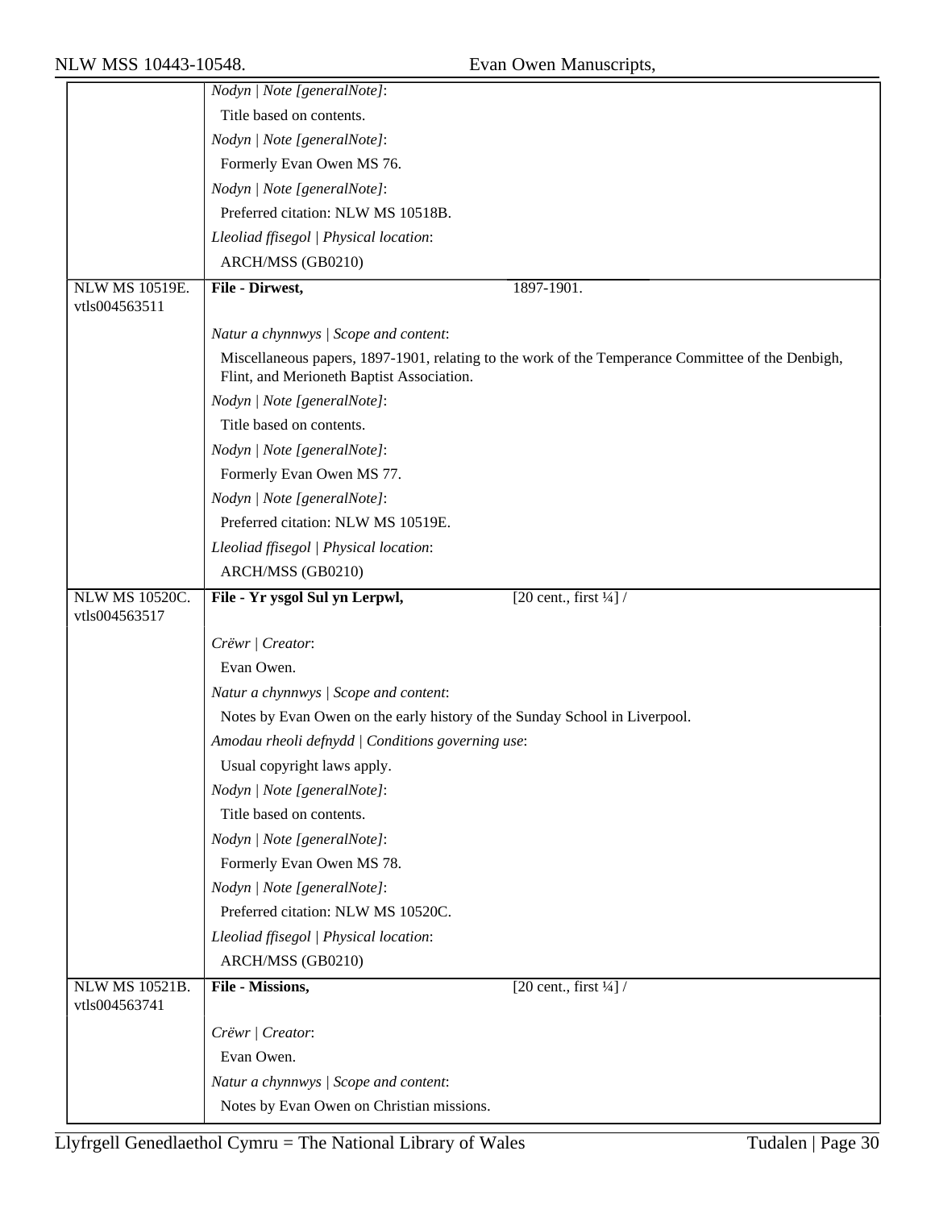| | |
|---|---|
| | *Nodyn \| Note [generalNote]*: |
| | Title based on contents. |
| | *Nodyn \| Note [generalNote]*: |
| | Formerly Evan Owen MS 76. |
| | *Nodyn \| Note [generalNote]*: |
| | Preferred citation: NLW MS 10518B. |
| | *Lleoliad ffisegol \| Physical location*: |
| | ARCH/MSS (GB0210) |
| NLW MS 10519E. vtls004563511 | **File - Dirwest,** 1897-1901. |
| | *Natur a chynnwys \| Scope and content*: |
| | Miscellaneous papers, 1897-1901, relating to the work of the Temperance Committee of the Denbigh, Flint, and Merioneth Baptist Association. |
| | *Nodyn \| Note [generalNote]*: |
| | Title based on contents. |
| | *Nodyn \| Note [generalNote]*: |
| | Formerly Evan Owen MS 77. |
| | *Nodyn \| Note [generalNote]*: |
| | Preferred citation: NLW MS 10519E. |
| | *Lleoliad ffisegol \| Physical location*: |
| | ARCH/MSS (GB0210) |
| NLW MS 10520C. vtls004563517 | **File - Yr ysgol Sul yn Lerpwl,** [20 cent., first ¼] / |
| | *Crëwr \| Creator*: |
| | Evan Owen. |
| | *Natur a chynnwys \| Scope and content*: |
| | Notes by Evan Owen on the early history of the Sunday School in Liverpool. |
| | *Amodau rheoli defnydd \| Conditions governing use*: |
| | Usual copyright laws apply. |
| | *Nodyn \| Note [generalNote]*: |
| | Title based on contents. |
| | *Nodyn \| Note [generalNote]*: |
| | Formerly Evan Owen MS 78. |
| | *Nodyn \| Note [generalNote]*: |
| | Preferred citation: NLW MS 10520C. |
| | *Lleoliad ffisegol \| Physical location*: |
| | ARCH/MSS (GB0210) |
| NLW MS 10521B. vtls004563741 | **File - Missions,** [20 cent., first ¼] / |
| | *Crëwr \| Creator*: |
| | Evan Owen. |
| | *Natur a chynnwys \| Scope and content*: |
| | Notes by Evan Owen on Christian missions. |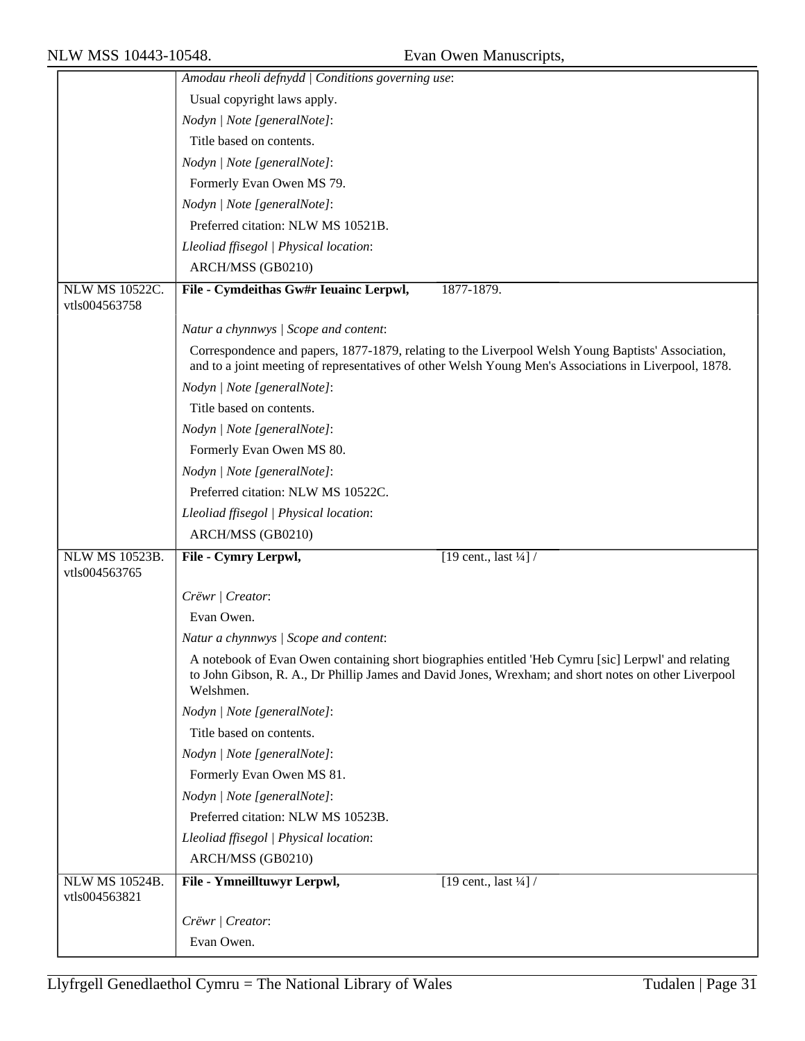*Amodau rheoli defnydd | Conditions governing use*:

Usual copyright laws apply.

*Nodyn | Note [generalNote]*:

Title based on contents.

*Nodyn | Note [generalNote]*:

Formerly Evan Owen MS 79.

*Nodyn | Note [generalNote]*:

Preferred citation: NLW MS 10521B.

*Lleoliad ffisegol | Physical location*:

ARCH/MSS (GB0210)

---

NLW MS 10522C.
vtls004563758

**File - Cymdeithas Gw#r Ieuainc Lerpwl,** 1877-1879.

*Natur a chynnwys | Scope and content*:

Correspondence and papers, 1877-1879, relating to the Liverpool Welsh Young Baptists' Association, and to a joint meeting of representatives of other Welsh Young Men's Associations in Liverpool, 1878.

*Nodyn | Note [generalNote]*:

Title based on contents.

*Nodyn | Note [generalNote]*:

Formerly Evan Owen MS 80.

*Nodyn | Note [generalNote]*:

Preferred citation: NLW MS 10522C.

*Lleoliad ffisegol | Physical location*:

ARCH/MSS (GB0210)

---

NLW MS 10523B.
vtls004563765

**File - Cymry Lerpwl,** [19 cent., last ¼] /

*Crëwr | Creator*:

Evan Owen.

*Natur a chynnwys | Scope and content*:

A notebook of Evan Owen containing short biographies entitled 'Heb Cymru [sic] Lerpwl' and relating to John Gibson, R. A., Dr Phillip James and David Jones, Wrexham; and short notes on other Liverpool Welshmen.

*Nodyn | Note [generalNote]*:

Title based on contents.

*Nodyn | Note [generalNote]*:

Formerly Evan Owen MS 81.

*Nodyn | Note [generalNote]*:

Preferred citation: NLW MS 10523B.

*Lleoliad ffisegol | Physical location*:

ARCH/MSS (GB0210)

---

NLW MS 10524B.
vtls004563821

**File - Ymneilltuwyr Lerpwl,** [19 cent., last ¼] /

*Crëwr | Creator*:

Evan Owen.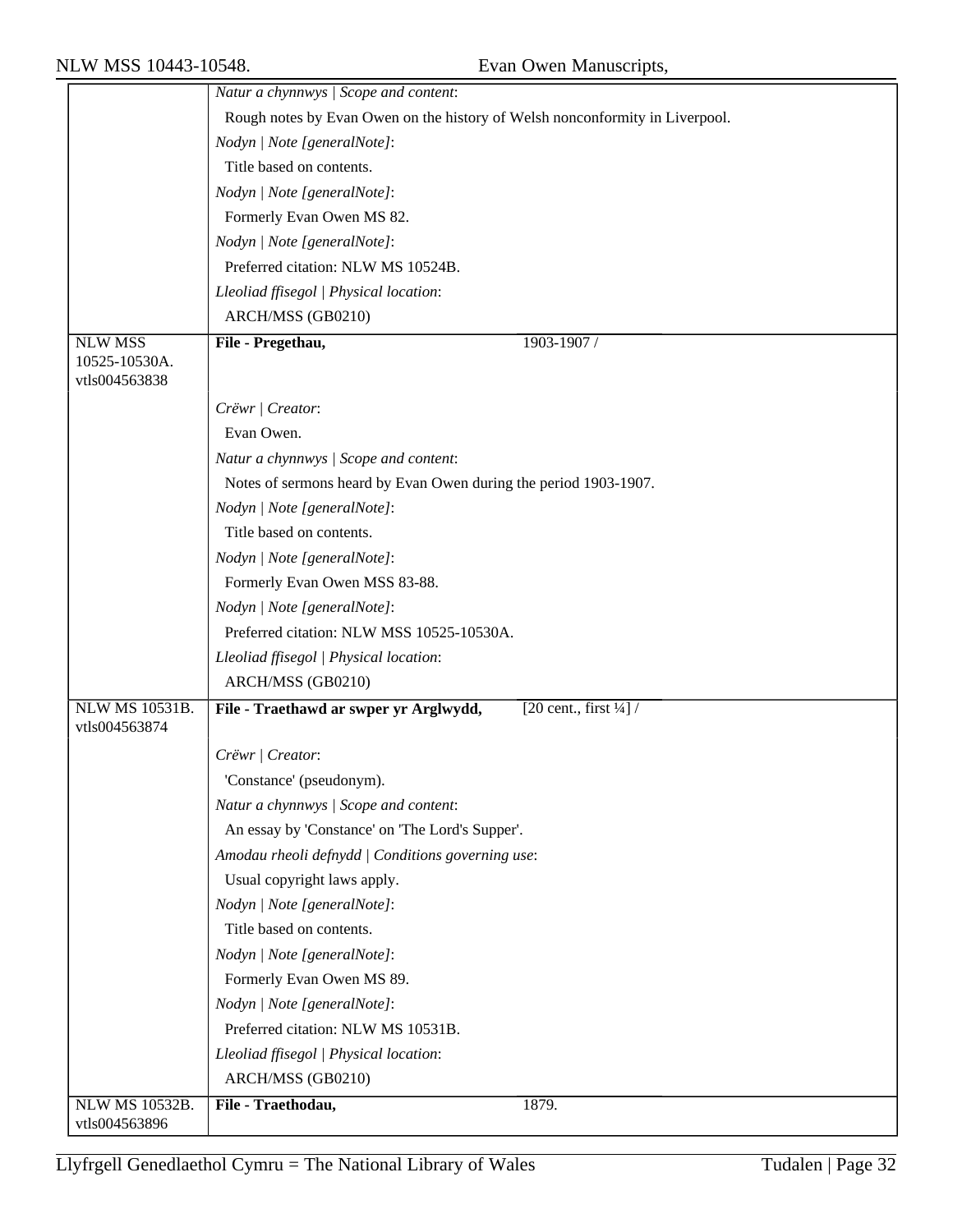| | |
|---|---|
| | *Natur a chynnwys \| Scope and content*: |
| | Rough notes by Evan Owen on the history of Welsh nonconformity in Liverpool. |
| | *Nodyn \| Note [generalNote]*: |
| | Title based on contents. |
| | *Nodyn \| Note [generalNote]*: |
| | Formerly Evan Owen MS 82. |
| | *Nodyn \| Note [generalNote]*: |
| | Preferred citation: NLW MS 10524B. |
| | *Lleoliad ffisegol \| Physical location*: |
| | ARCH/MSS (GB0210) |
| NLW MSS 10525-10530A. vtls004563838 | **File - Pregethau,** 1903-1907 / |
| | *Crëwr \| Creator*: |
| | Evan Owen. |
| | *Natur a chynnwys \| Scope and content*: |
| | Notes of sermons heard by Evan Owen during the period 1903-1907. |
| | *Nodyn \| Note [generalNote]*: |
| | Title based on contents. |
| | *Nodyn \| Note [generalNote]*: |
| | Formerly Evan Owen MSS 83-88. |
| | *Nodyn \| Note [generalNote]*: |
| | Preferred citation: NLW MSS 10525-10530A. |
| | *Lleoliad ffisegol \| Physical location*: |
| | ARCH/MSS (GB0210) |
| NLW MS 10531B. vtls004563874 | **File - Traethawd ar swper yr Arglwydd,** [20 cent., first ¼] / |
| | *Crëwr \| Creator*: |
| | 'Constance' (pseudonym). |
| | *Natur a chynnwys \| Scope and content*: |
| | An essay by 'Constance' on 'The Lord's Supper'. |
| | *Amodau rheoli defnydd \| Conditions governing use*: |
| | Usual copyright laws apply. |
| | *Nodyn \| Note [generalNote]*: |
| | Title based on contents. |
| | *Nodyn \| Note [generalNote]*: |
| | Formerly Evan Owen MS 89. |
| | *Nodyn \| Note [generalNote]*: |
| | Preferred citation: NLW MS 10531B. |
| | *Lleoliad ffisegol \| Physical location*: |
| | ARCH/MSS (GB0210) |
| NLW MS 10532B. vtls004563896 | **File - Traethodau,** 1879. |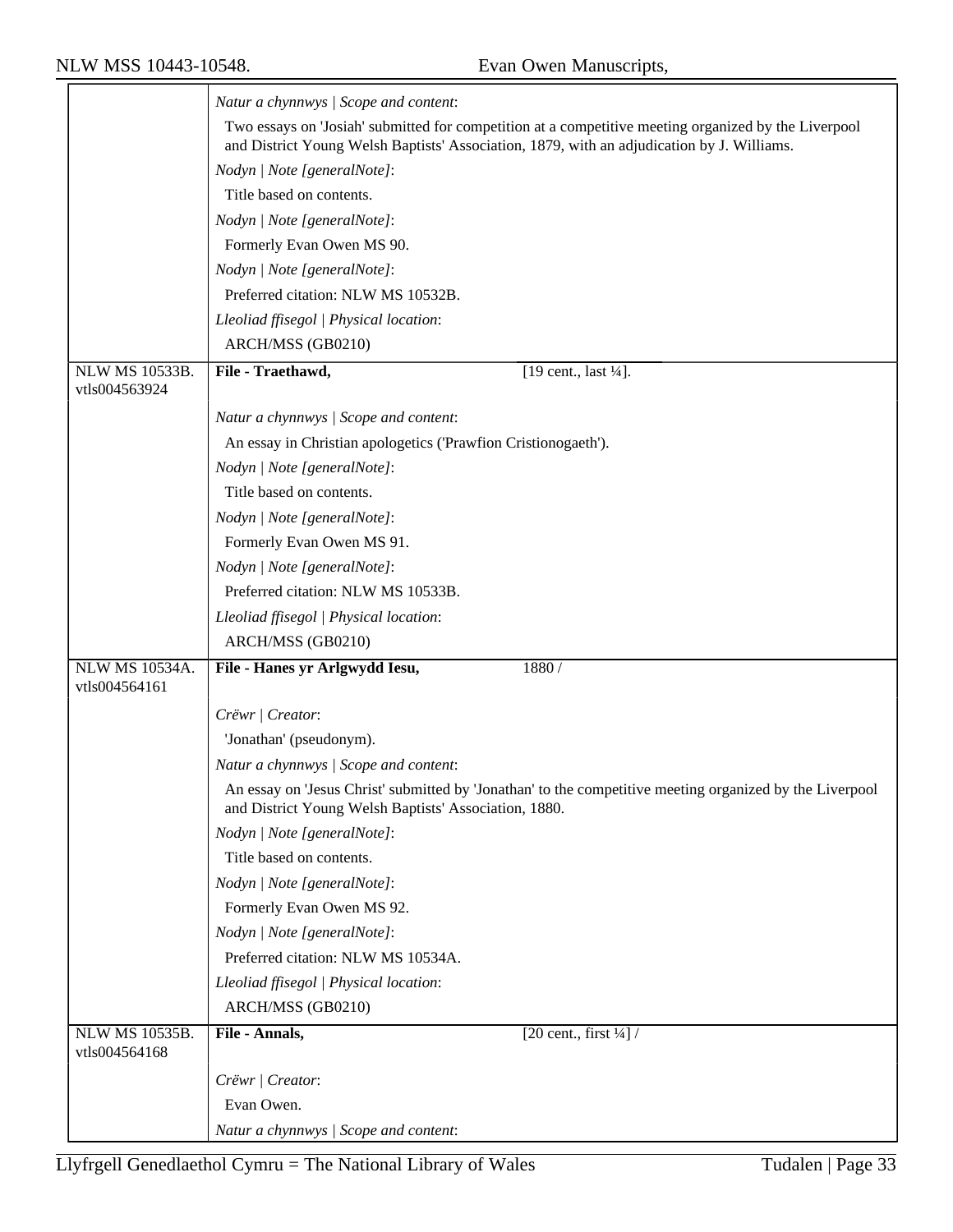| | |
|---|---|
| | *Natur a chynnwys \| Scope and content*: |
| | Two essays on 'Josiah' submitted for competition at a competitive meeting organized by the Liverpool and District Young Welsh Baptists' Association, 1879, with an adjudication by J. Williams. |
| | *Nodyn \| Note [generalNote]*: |
| | Title based on contents. |
| | *Nodyn \| Note [generalNote]*: |
| | Formerly Evan Owen MS 90. |
| | *Nodyn \| Note [generalNote]*: |
| | Preferred citation: NLW MS 10532B. |
| | *Lleoliad ffisegol \| Physical location*: |
| | ARCH/MSS (GB0210) |
| NLW MS 10533B. vtls004563924 | **File - Traethawd,** [19 cent., last ¼]. |
| | *Natur a chynnwys \| Scope and content*: |
| | An essay in Christian apologetics ('Prawfion Cristionogaeth'). |
| | *Nodyn \| Note [generalNote]*: |
| | Title based on contents. |
| | *Nodyn \| Note [generalNote]*: |
| | Formerly Evan Owen MS 91. |
| | *Nodyn \| Note [generalNote]*: |
| | Preferred citation: NLW MS 10533B. |
| | *Lleoliad ffisegol \| Physical location*: |
| | ARCH/MSS (GB0210) |
| NLW MS 10534A. vtls004564161 | **File - Hanes yr Arlgwydd Iesu,** 1880 / |
| | *Crëwr \| Creator*: |
| | 'Jonathan' (pseudonym). |
| | *Natur a chynnwys \| Scope and content*: |
| | An essay on 'Jesus Christ' submitted by 'Jonathan' to the competitive meeting organized by the Liverpool and District Young Welsh Baptists' Association, 1880. |
| | *Nodyn \| Note [generalNote]*: |
| | Title based on contents. |
| | *Nodyn \| Note [generalNote]*: |
| | Formerly Evan Owen MS 92. |
| | *Nodyn \| Note [generalNote]*: |
| | Preferred citation: NLW MS 10534A. |
| | *Lleoliad ffisegol \| Physical location*: |
| | ARCH/MSS (GB0210) |
| NLW MS 10535B. vtls004564168 | **File - Annals,** [20 cent., first ¼] / |
| | *Crëwr \| Creator*: |
| | Evan Owen. |
| | *Natur a chynnwys \| Scope and content*: |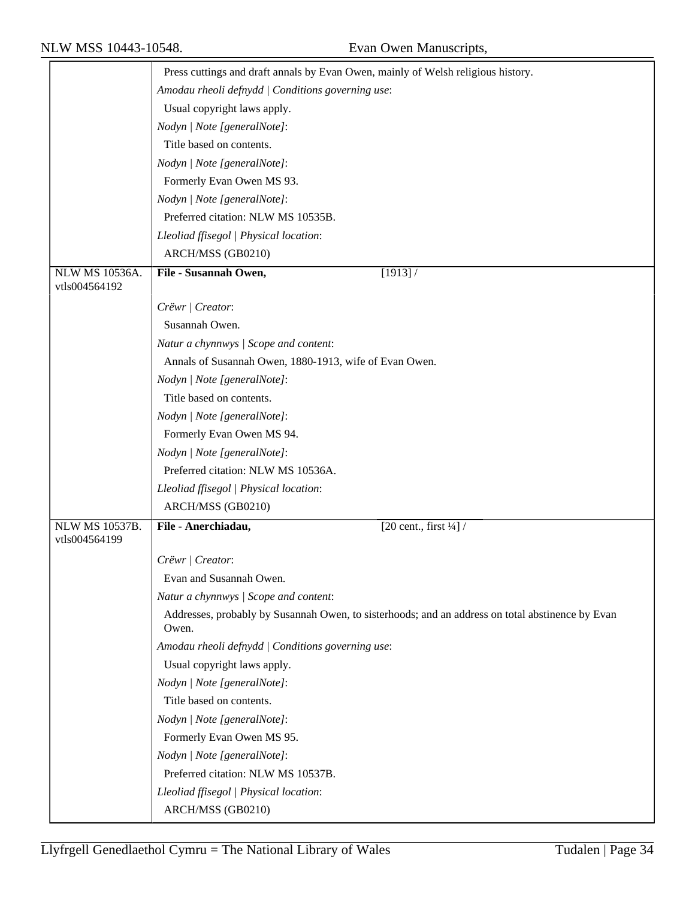Press cuttings and draft annals by Evan Owen, mainly of Welsh religious history.

*Amodau rheoli defnydd | Conditions governing use*:

Usual copyright laws apply.

*Nodyn | Note [generalNote]*:

Title based on contents.

*Nodyn | Note [generalNote]*:

Formerly Evan Owen MS 93.

*Nodyn | Note [generalNote]*:

Preferred citation: NLW MS 10535B.

*Lleoliad ffisegol | Physical location*:

ARCH/MSS (GB0210)

---

NLW MS 10536A.
vtls004564192

**File - Susannah Owen,** [1913] /

*Crëwr | Creator*:

Susannah Owen.

*Natur a chynnwys | Scope and content*:

Annals of Susannah Owen, 1880-1913, wife of Evan Owen.

*Nodyn | Note [generalNote]*:

Title based on contents.

*Nodyn | Note [generalNote]*:

Formerly Evan Owen MS 94.

*Nodyn | Note [generalNote]*:

Preferred citation: NLW MS 10536A.

*Lleoliad ffisegol | Physical location*:

ARCH/MSS (GB0210)

---

NLW MS 10537B.
vtls004564199

**File - Anerchiadau,** [20 cent., first ¼] /

*Crëwr | Creator*:

Evan and Susannah Owen.

*Natur a chynnwys | Scope and content*:

Addresses, probably by Susannah Owen, to sisterhoods; and an address on total abstinence by Evan Owen.

*Amodau rheoli defnydd | Conditions governing use*:

Usual copyright laws apply.

*Nodyn | Note [generalNote]*:

Title based on contents.

*Nodyn | Note [generalNote]*:

Formerly Evan Owen MS 95.

*Nodyn | Note [generalNote]*:

Preferred citation: NLW MS 10537B.

*Lleoliad ffisegol | Physical location*:

ARCH/MSS (GB0210)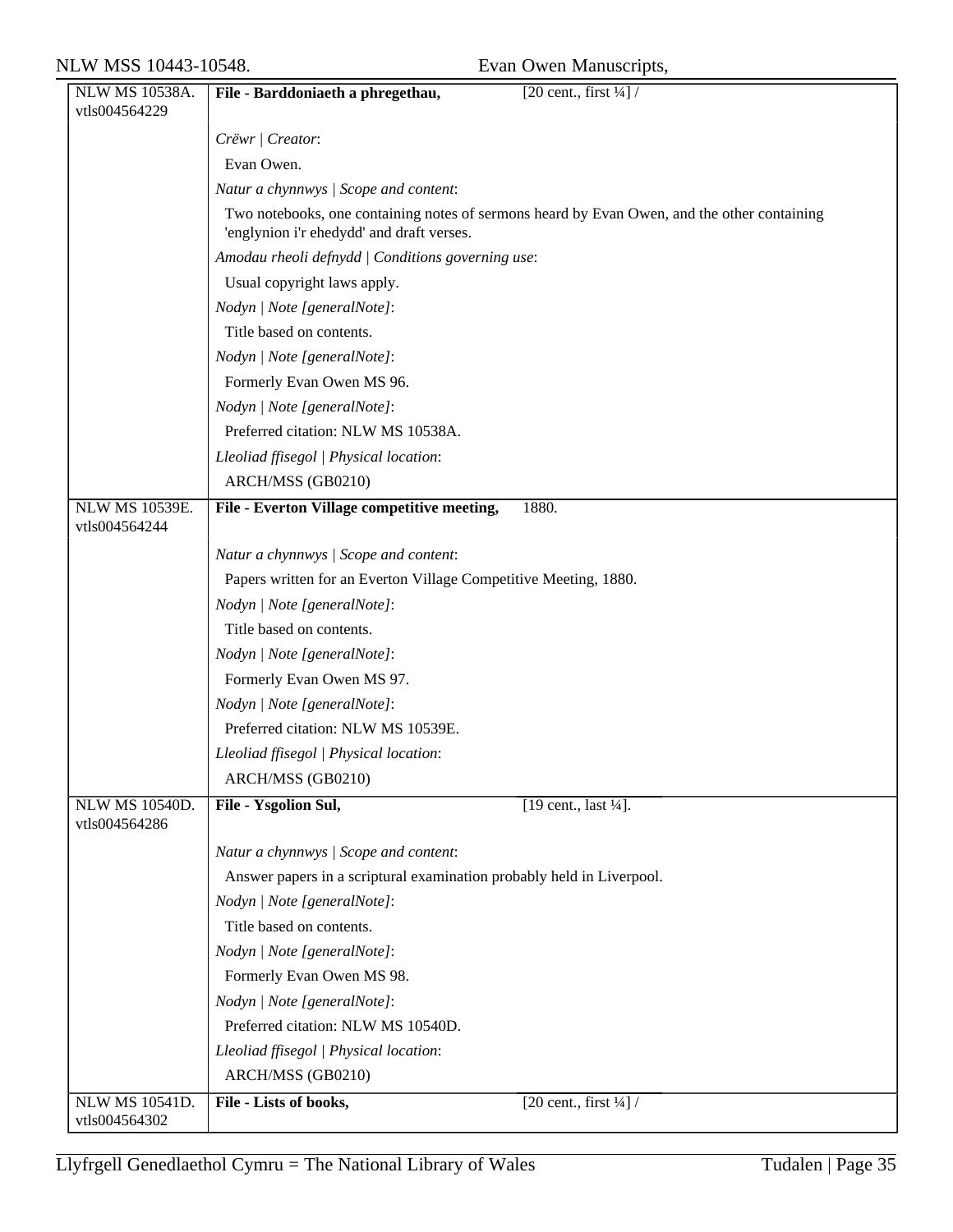| NLW MS 10538A. vtls004564229 | **File - Barddoniaeth a phregethau,** [20 cent., first ¼] / |
|---|---|
| | *Crëwr \| Creator*: |
| | Evan Owen. |
| | *Natur a chynnwys \| Scope and content*: |
| | Two notebooks, one containing notes of sermons heard by Evan Owen, and the other containing 'englynion i'r ehedydd' and draft verses. |
| | *Amodau rheoli defnydd \| Conditions governing use*: |
| | Usual copyright laws apply. |
| | *Nodyn \| Note [generalNote]*: |
| | Title based on contents. |
| | *Nodyn \| Note [generalNote]*: |
| | Formerly Evan Owen MS 96. |
| | *Nodyn \| Note [generalNote]*: |
| | Preferred citation: NLW MS 10538A. |
| | *Lleoliad ffisegol \| Physical location*: |
| | ARCH/MSS (GB0210) |
| NLW MS 10539E. vtls004564244 | **File - Everton Village competitive meeting,** 1880. |
| | *Natur a chynnwys \| Scope and content*: |
| | Papers written for an Everton Village Competitive Meeting, 1880. |
| | *Nodyn \| Note [generalNote]*: |
| | Title based on contents. |
| | *Nodyn \| Note [generalNote]*: |
| | Formerly Evan Owen MS 97. |
| | *Nodyn \| Note [generalNote]*: |
| | Preferred citation: NLW MS 10539E. |
| | *Lleoliad ffisegol \| Physical location*: |
| | ARCH/MSS (GB0210) |
| NLW MS 10540D. vtls004564286 | **File - Ysgolion Sul,** [19 cent., last ¼]. |
| | *Natur a chynnwys \| Scope and content*: |
| | Answer papers in a scriptural examination probably held in Liverpool. |
| | *Nodyn \| Note [generalNote]*: |
| | Title based on contents. |
| | *Nodyn \| Note [generalNote]*: |
| | Formerly Evan Owen MS 98. |
| | *Nodyn \| Note [generalNote]*: |
| | Preferred citation: NLW MS 10540D. |
| | *Lleoliad ffisegol \| Physical location*: |
| | ARCH/MSS (GB0210) |
| NLW MS 10541D. vtls004564302 | **File - Lists of books,** [20 cent., first ¼] / |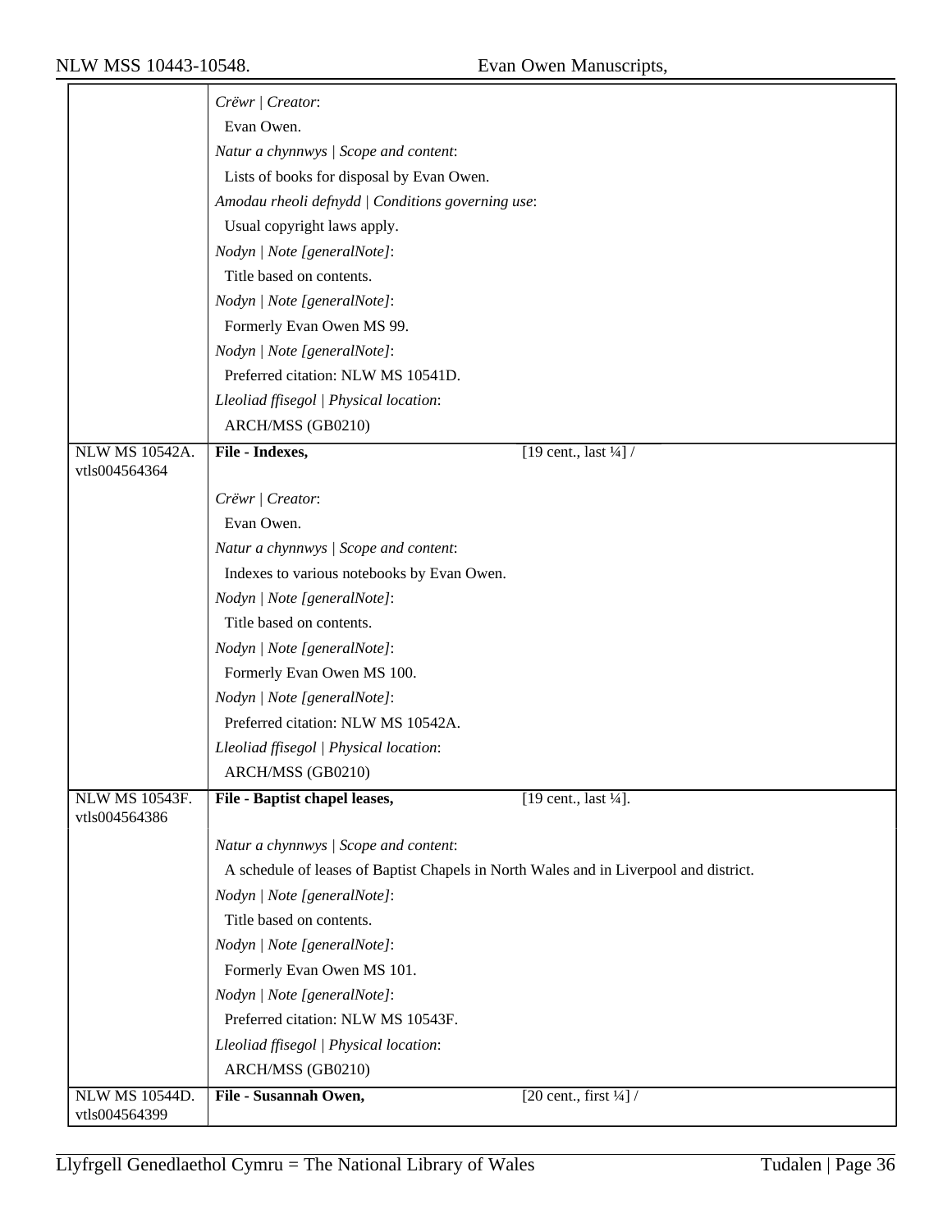| | |
|---|---|
| | *Crëwr \| Creator*: |
| | Evan Owen. |
| | *Natur a chynnwys \| Scope and content*: |
| | Lists of books for disposal by Evan Owen. |
| | *Amodau rheoli defnydd \| Conditions governing use*: |
| | Usual copyright laws apply. |
| | *Nodyn \| Note [generalNote]*: |
| | Title based on contents. |
| | *Nodyn \| Note [generalNote]*: |
| | Formerly Evan Owen MS 99. |
| | *Nodyn \| Note [generalNote]*: |
| | Preferred citation: NLW MS 10541D. |
| | *Lleoliad ffisegol \| Physical location*: |
| | ARCH/MSS (GB0210) |
| NLW MS 10542A. vtls004564364 | **File - Indexes,** [19 cent., last ¼] / |
| | *Crëwr \| Creator*: |
| | Evan Owen. |
| | *Natur a chynnwys \| Scope and content*: |
| | Indexes to various notebooks by Evan Owen. |
| | *Nodyn \| Note [generalNote]*: |
| | Title based on contents. |
| | *Nodyn \| Note [generalNote]*: |
| | Formerly Evan Owen MS 100. |
| | *Nodyn \| Note [generalNote]*: |
| | Preferred citation: NLW MS 10542A. |
| | *Lleoliad ffisegol \| Physical location*: |
| | ARCH/MSS (GB0210) |
| NLW MS 10543F. vtls004564386 | **File - Baptist chapel leases,** [19 cent., last ¼]. |
| | *Natur a chynnwys \| Scope and content*: |
| | A schedule of leases of Baptist Chapels in North Wales and in Liverpool and district. |
| | *Nodyn \| Note [generalNote]*: |
| | Title based on contents. |
| | *Nodyn \| Note [generalNote]*: |
| | Formerly Evan Owen MS 101. |
| | *Nodyn \| Note [generalNote]*: |
| | Preferred citation: NLW MS 10543F. |
| | *Lleoliad ffisegol \| Physical location*: |
| | ARCH/MSS (GB0210) |
| NLW MS 10544D. vtls004564399 | **File - Susannah Owen,** [20 cent., first ¼] / |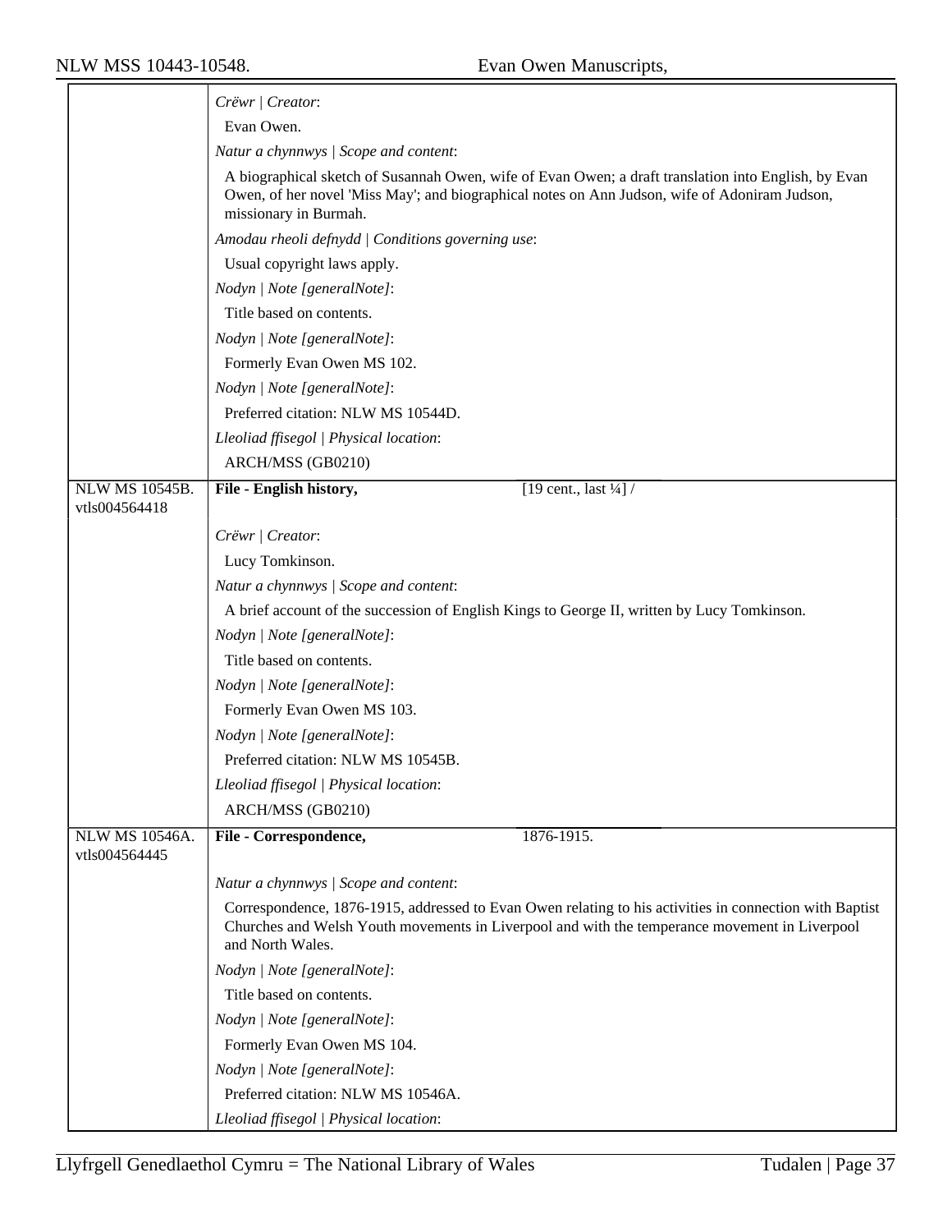| | |
|---|---|
| | *Crëwr \| Creator*: |
| | Evan Owen. |
| | *Natur a chynnwys \| Scope and content*: |
| | A biographical sketch of Susannah Owen, wife of Evan Owen; a draft translation into English, by Evan Owen, of her novel 'Miss May'; and biographical notes on Ann Judson, wife of Adoniram Judson, missionary in Burmah. |
| | *Amodau rheoli defnydd \| Conditions governing use*: |
| | Usual copyright laws apply. |
| | *Nodyn \| Note [generalNote]*: |
| | Title based on contents. |
| | *Nodyn \| Note [generalNote]*: |
| | Formerly Evan Owen MS 102. |
| | *Nodyn \| Note [generalNote]*: |
| | Preferred citation: NLW MS 10544D. |
| | *Lleoliad ffisegol \| Physical location*: |
| | ARCH/MSS (GB0210) |
| NLW MS 10545B. vtls004564418 | **File - English history,** [19 cent., last ¼] / |
| | *Crëwr \| Creator*: |
| | Lucy Tomkinson. |
| | *Natur a chynnwys \| Scope and content*: |
| | A brief account of the succession of English Kings to George II, written by Lucy Tomkinson. |
| | *Nodyn \| Note [generalNote]*: |
| | Title based on contents. |
| | *Nodyn \| Note [generalNote]*: |
| | Formerly Evan Owen MS 103. |
| | *Nodyn \| Note [generalNote]*: |
| | Preferred citation: NLW MS 10545B. |
| | *Lleoliad ffisegol \| Physical location*: |
| | ARCH/MSS (GB0210) |
| NLW MS 10546A. vtls004564445 | **File - Correspondence,** 1876-1915. |
| | *Natur a chynnwys \| Scope and content*: |
| | Correspondence, 1876-1915, addressed to Evan Owen relating to his activities in connection with Baptist Churches and Welsh Youth movements in Liverpool and with the temperance movement in Liverpool and North Wales. |
| | *Nodyn \| Note [generalNote]*: |
| | Title based on contents. |
| | *Nodyn \| Note [generalNote]*: |
| | Formerly Evan Owen MS 104. |
| | *Nodyn \| Note [generalNote]*: |
| | Preferred citation: NLW MS 10546A. |
| | *Lleoliad ffisegol \| Physical location*: |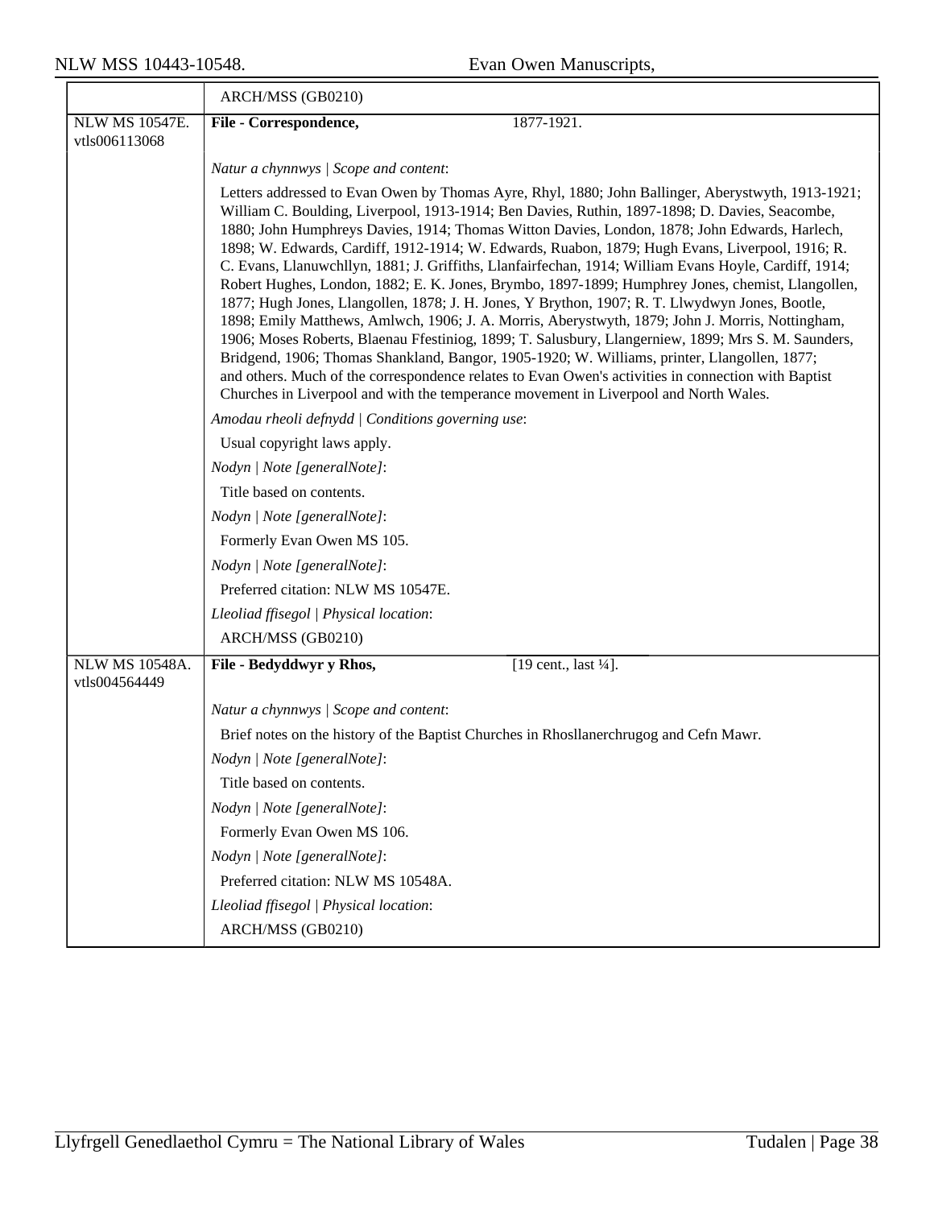| | |
|---|---|
| | ARCH/MSS (GB0210) |
| NLW MS 10547E. vtls006113068 | **File - Correspondence,** 1877-1921.<br><br>*Natur a chynnwys \| Scope and content*:<br>Letters addressed to Evan Owen by Thomas Ayre, Rhyl, 1880; John Ballinger, Aberystwyth, 1913-1921; William C. Boulding, Liverpool, 1913-1914; Ben Davies, Ruthin, 1897-1898; D. Davies, Seacombe, 1880; John Humphreys Davies, 1914; Thomas Witton Davies, London, 1878; John Edwards, Harlech, 1898; W. Edwards, Cardiff, 1912-1914; W. Edwards, Ruabon, 1879; Hugh Evans, Liverpool, 1916; R. C. Evans, Llanuwchllyn, 1881; J. Griffiths, Llanfairfechan, 1914; William Evans Hoyle, Cardiff, 1914; Robert Hughes, London, 1882; E. K. Jones, Brymbo, 1897-1899; Humphrey Jones, chemist, Llangollen, 1877; Hugh Jones, Llangollen, 1878; J. H. Jones, Y Brython, 1907; R. T. Llwydwyn Jones, Bootle, 1898; Emily Matthews, Amlwch, 1906; J. A. Morris, Aberystwyth, 1879; John J. Morris, Nottingham, 1906; Moses Roberts, Blaenau Ffestiniog, 1899; T. Salusbury, Llangerniew, 1899; Mrs S. M. Saunders, Bridgend, 1906; Thomas Shankland, Bangor, 1905-1920; W. Williams, printer, Llangollen, 1877; and others. Much of the correspondence relates to Evan Owen's activities in connection with Baptist Churches in Liverpool and with the temperance movement in Liverpool and North Wales.<br><br>*Amodau rheoli defnydd \| Conditions governing use*:<br>Usual copyright laws apply.<br><br>*Nodyn \| Note [generalNote]*:<br>Title based on contents.<br><br>*Nodyn \| Note [generalNote]*:<br>Formerly Evan Owen MS 105.<br><br>*Nodyn \| Note [generalNote]*:<br>Preferred citation: NLW MS 10547E.<br><br>*Lleoliad ffisegol \| Physical location*:<br>ARCH/MSS (GB0210) |
| NLW MS 10548A. vtls004564449 | **File - Bedyddwyr y Rhos,** [19 cent., last ¼].<br><br>*Natur a chynnwys \| Scope and content*:<br>Brief notes on the history of the Baptist Churches in Rhosllanerchrugog and Cefn Mawr.<br><br>*Nodyn \| Note [generalNote]*:<br>Title based on contents.<br><br>*Nodyn \| Note [generalNote]*:<br>Formerly Evan Owen MS 106.<br><br>*Nodyn \| Note [generalNote]*:<br>Preferred citation: NLW MS 10548A.<br><br>*Lleoliad ffisegol \| Physical location*:<br>ARCH/MSS (GB0210) |